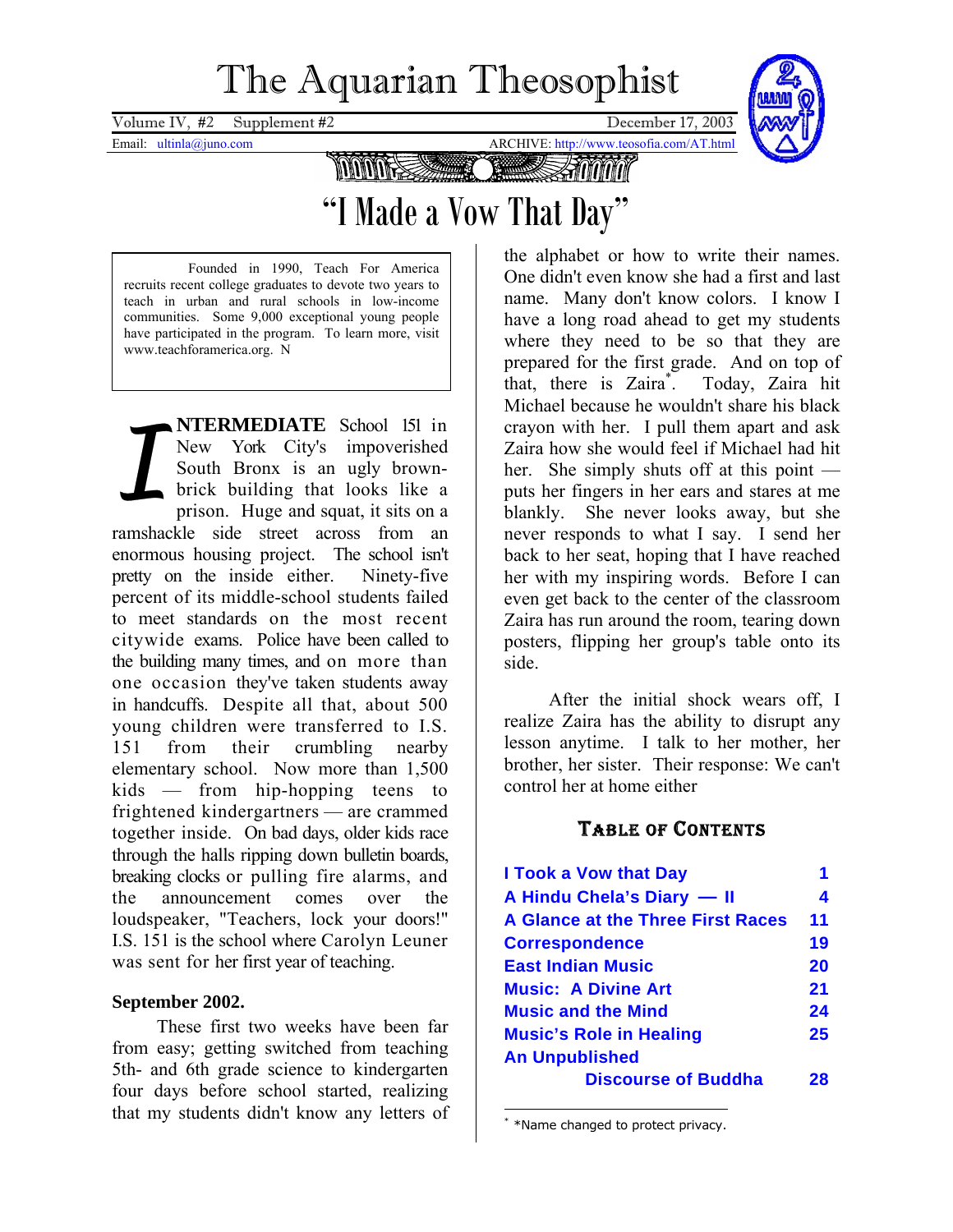# The Aquarian Theosophist

Volume IV, #2 Supplement #2 December 17, 2003

Email: ultinla@juno.com ARCHIVE: http://www.teosofia.com/AT.html

## "I Made a Vow That Day"

Founded in 1990, Teach For America recruits recent college graduates to devote two years to teach in urban and rural schools in low-income communities. Some 9,000 exceptional young people have participated in the program. To learn more, visit www.teachforamerica.org. N

**INTERMEDIATE** School 151 in New York City's impoverished South Bronx is an ugly brown-brick building that looks like a prison. Huge and squat, it sits on a ramshackle side street across from an enormous housing project. The school isn't pretty on the inside either. Ninety-five percent of its middle-school students failed to meet standards on the most recent citywide exams. Police have been called to the building many times, and on more than one occasion they've taken students away in handcuffs. Despite all that, about 500 young children were transferred to I.S. 151 from their crumbling nearby elementary school. Now more than 1,500 kids — from hip-hopping teens to frightened kindergartners — are crammed together inside. On bad days, older kids race through the halls ripping down bulletin boards, breaking clocks or pulling fire alarms, and the announcement comes over the loudspeaker, "Teachers, lock your doors!" I.S. 151 is the school where Carolyn Leuner was sent for her first year of teaching.

**September 2002.**

These first two weeks have been far from easy; getting switched from teaching 5th- and 6th grade science to kindergarten four days before school started, realizing that my students didn't know any letters of the alphabet or how to write their names. One didn't even know she had a first and last name. Many don't know colors. I know I have a long road ahead to get my students where they need to be so that they are prepared for the first grade. And on top of that, there is Zaira[*]. Today, Zaira hit Michael because he wouldn't share his black crayon with her. I pull them apart and ask Zaira how she would feel if Michael had hit her. She simply shuts off at this point — puts her fingers in her ears and stares at me blankly. She never looks away, but she never responds to what I say. I send her back to her seat, hoping that I have reached her with my inspiring words. Before I can even get back to the center of the classroom Zaira has run around the room, tearing down posters, flipping her group's table onto its side.

After the initial shock wears off, I realize Zaira has the ability to disrupt any lesson anytime. I talk to her mother, her brother, her sister. Their response: We can't control her at home either

### Table of Contents

| | |
|---|---|
| I Took a Vow that Day | 1 |
| A Hindu Chela's Diary — II | 4 |
| A Glance at the Three First Races | 11 |
| Correspondence | 19 |
| East Indian Music | 20 |
| Music: A Divine Art | 21 |
| Music and the Mind | 24 |
| Music's Role in Healing | 25 |
| An Unpublished Discourse of Buddha | 28 |

[*] *Name changed to protect privacy.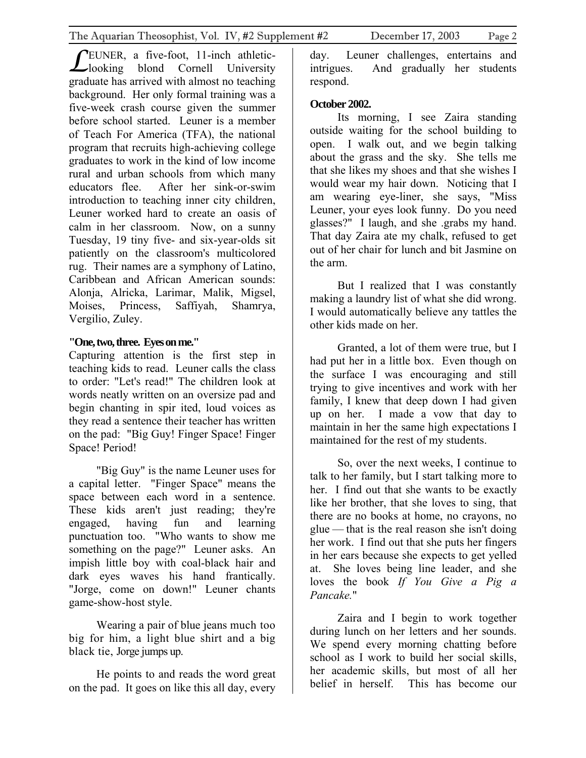LEUNER, a five-foot, 11-inch athletic-looking blond Cornell University graduate has arrived with almost no teaching background. Her only formal training was a five-week crash course given the summer before school started. Leuner is a member of Teach For America (TFA), the national program that recruits high-achieving college graduates to work in the kind of low income rural and urban schools from which many educators flee. After her sink-or-swim introduction to teaching inner city children, Leuner worked hard to create an oasis of calm in her classroom. Now, on a sunny Tuesday, 19 tiny five- and six-year-olds sit patiently on the classroom's multicolored rug. Their names are a symphony of Latino, Caribbean and African American sounds: Alonja, Alricka, Larimar, Malik, Migsel, Moises, Princess, Saffiyah, Shamrya, Vergilio, Zuley.

**"One, two, three. Eyes on me."**

Capturing attention is the first step in teaching kids to read. Leuner calls the class to order: "Let's read!" The children look at words neatly written on an oversize pad and begin chanting in spir ited, loud voices as they read a sentence their teacher has written on the pad: "Big Guy! Finger Space! Finger Space! Period!

"Big Guy" is the name Leuner uses for a capital letter. "Finger Space" means the space between each word in a sentence. These kids aren't just reading; they're engaged, having fun and learning punctuation too. "Who wants to show me something on the page?" Leuner asks. An impish little boy with coal-black hair and dark eyes waves his hand frantically. "Jorge, come on down!" Leuner chants game-show-host style.

Wearing a pair of blue jeans much too big for him, a light blue shirt and a big black tie, Jorge jumps up.

He points to and reads the word great on the pad. It goes on like this all day, every day. Leuner challenges, entertains and intrigues. And gradually her students respond.

**October 2002.**

Its morning, I see Zaira standing outside waiting for the school building to open. I walk out, and we begin talking about the grass and the sky. She tells me that she likes my shoes and that she wishes I would wear my hair down. Noticing that I am wearing eye-liner, she says, "Miss Leuner, your eyes look funny. Do you need glasses?" I laugh, and she .grabs my hand. That day Zaira ate my chalk, refused to get out of her chair for lunch and bit Jasmine on the arm.

But I realized that I was constantly making a laundry list of what she did wrong. I would automatically believe any tattles the other kids made on her.

Granted, a lot of them were true, but I had put her in a little box. Even though on the surface I was encouraging and still trying to give incentives and work with her family, I knew that deep down I had given up on her. I made a vow that day to maintain in her the same high expectations I maintained for the rest of my students.

So, over the next weeks, I continue to talk to her family, but I start talking more to her. I find out that she wants to be exactly like her brother, that she loves to sing, that there are no books at home, no crayons, no glue — that is the real reason she isn't doing her work. I find out that she puts her fingers in her ears because she expects to get yelled at. She loves being line leader, and she loves the book *If You Give a Pig a Pancake.*"

Zaira and I begin to work together during lunch on her letters and her sounds. We spend every morning chatting before school as I work to build her social skills, her academic skills, but most of all her belief in herself. This has become our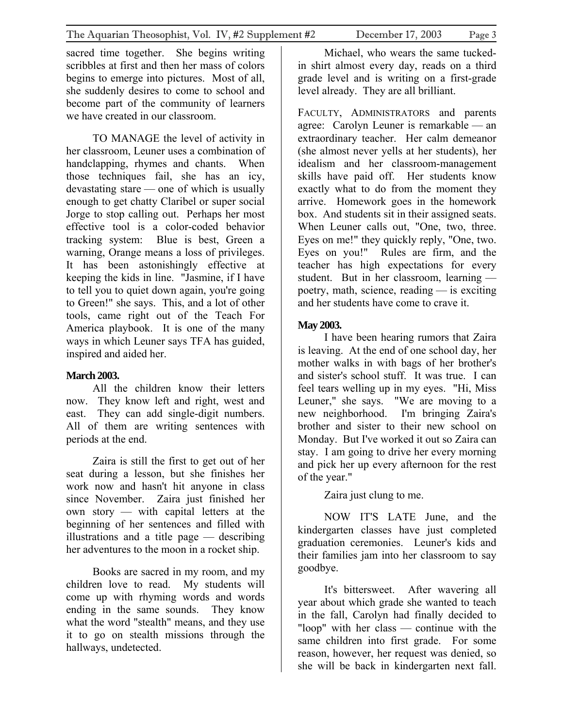sacred time together. She begins writing scribbles at first and then her mass of colors begins to emerge into pictures. Most of all, she suddenly desires to come to school and become part of the community of learners we have created in our classroom.

TO MANAGE the level of activity in her classroom, Leuner uses a combination of handclapping, rhymes and chants. When those techniques fail, she has an icy, devastating stare — one of which is usually enough to get chatty Claribel or super social Jorge to stop calling out. Perhaps her most effective tool is a color-coded behavior tracking system: Blue is best, Green a warning, Orange means a loss of privileges. It has been astonishingly effective at keeping the kids in line. "Jasmine, if I have to tell you to quiet down again, you're going to Green!" she says. This, and a lot of other tools, came right out of the Teach For America playbook. It is one of the many ways in which Leuner says TFA has guided, inspired and aided her.

**March 2003.**

All the children know their letters now. They know left and right, west and east. They can add single-digit numbers. All of them are writing sentences with periods at the end.

Zaira is still the first to get out of her seat during a lesson, but she finishes her work now and hasn't hit anyone in class since November. Zaira just finished her own story — with capital letters at the beginning of her sentences and filled with illustrations and a title page — describing her adventures to the moon in a rocket ship.

Books are sacred in my room, and my children love to read. My students will come up with rhyming words and words ending in the same sounds. They know what the word "stealth" means, and they use it to go on stealth missions through the hallways, undetected.

Michael, who wears the same tucked-in shirt almost every day, reads on a third grade level and is writing on a first-grade level already. They are all brilliant.

FACULTY, ADMINISTRATORS and parents agree: Carolyn Leuner is remarkable — an extraordinary teacher. Her calm demeanor (she almost never yells at her students), her idealism and her classroom-management skills have paid off. Her students know exactly what to do from the moment they arrive. Homework goes in the homework box. And students sit in their assigned seats. When Leuner calls out, "One, two, three. Eyes on me!" they quickly reply, "One, two. Eyes on you!" Rules are firm, and the teacher has high expectations for every student. But in her classroom, learning — poetry, math, science, reading — is exciting and her students have come to crave it.

**May 2003.**

I have been hearing rumors that Zaira is leaving. At the end of one school day, her mother walks in with bags of her brother's and sister's school stuff. It was true. I can feel tears welling up in my eyes. "Hi, Miss Leuner," she says. "We are moving to a new neighborhood. I'm bringing Zaira's brother and sister to their new school on Monday. But I've worked it out so Zaira can stay. I am going to drive her every morning and pick her up every afternoon for the rest of the year."

Zaira just clung to me.

NOW IT'S LATE June, and the kindergarten classes have just completed graduation ceremonies. Leuner's kids and their families jam into her classroom to say goodbye.

It's bittersweet. After wavering all year about which grade she wanted to teach in the fall, Carolyn had finally decided to "loop" with her class — continue with the same children into first grade. For some reason, however, her request was denied, so she will be back in kindergarten next fall.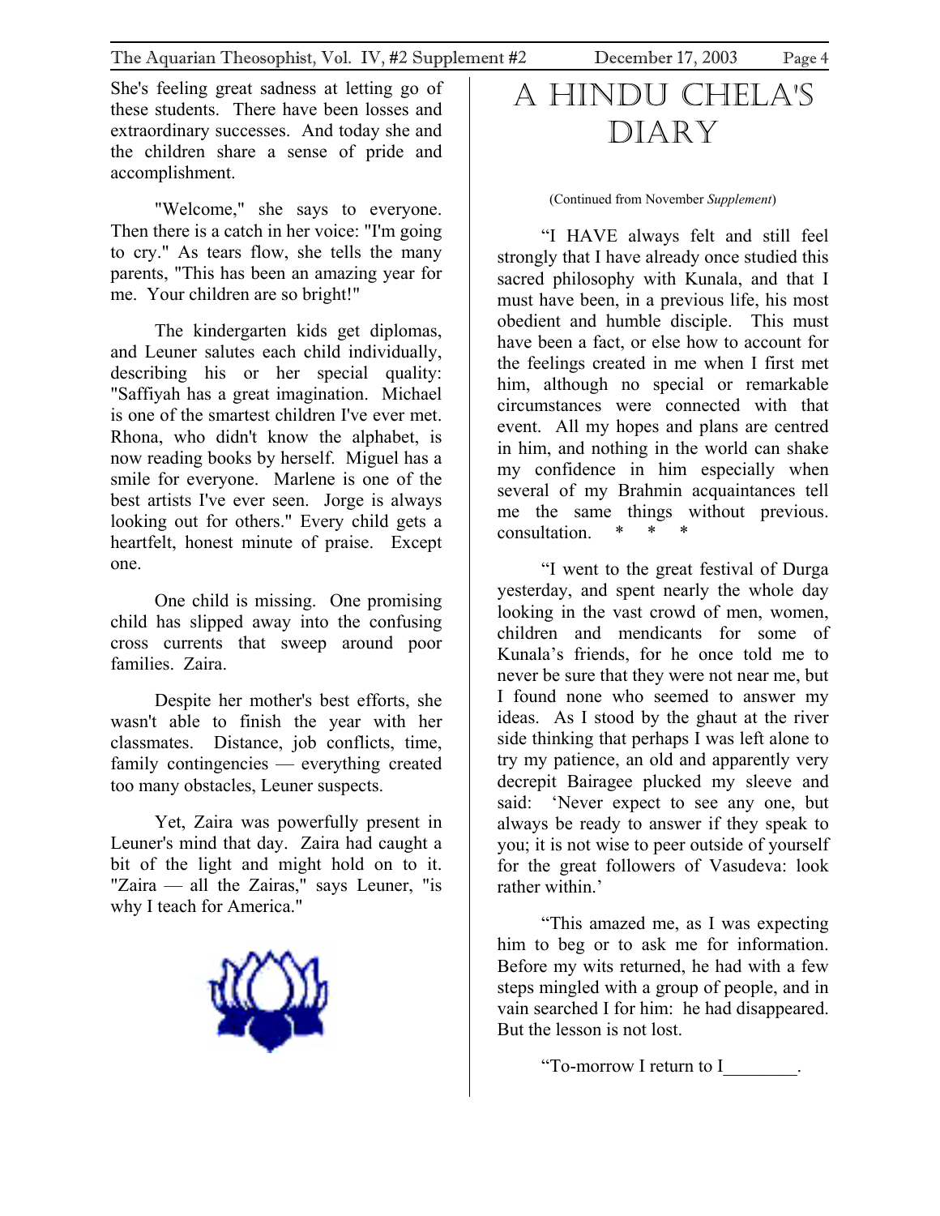She's feeling great sadness at letting go of these students. There have been losses and extraordinary successes. And today she and the children share a sense of pride and accomplishment.

"Welcome," she says to everyone. Then there is a catch in her voice: "I'm going to cry." As tears flow, she tells the many parents, "This has been an amazing year for me. Your children are so bright!"

The kindergarten kids get diplomas, and Leuner salutes each child individually, describing his or her special quality: "Saffiyah has a great imagination. Michael is one of the smartest children I've ever met. Rhona, who didn't know the alphabet, is now reading books by herself. Miguel has a smile for everyone. Marlene is one of the best artists I've ever seen. Jorge is always looking out for others." Every child gets a heartfelt, honest minute of praise. Except one.

One child is missing. One promising child has slipped away into the confusing cross currents that sweep around poor families. Zaira.

Despite her mother's best efforts, she wasn't able to finish the year with her classmates. Distance, job conflicts, time, family contingencies — everything created too many obstacles, Leuner suspects.

Yet, Zaira was powerfully present in Leuner's mind that day. Zaira had caught a bit of the light and might hold on to it. "Zaira — all the Zairas," says Leuner, "is why I teach for America."

# A Hindu Chela's Diary

(Continued from November *Supplement*)

"I HAVE always felt and still feel strongly that I have already once studied this sacred philosophy with Kunala, and that I must have been, in a previous life, his most obedient and humble disciple. This must have been a fact, or else how to account for the feelings created in me when I first met him, although no special or remarkable circumstances were connected with that event. All my hopes and plans are centred in him, and nothing in the world can shake my confidence in him especially when several of my Brahmin acquaintances tell me the same things without previous. consultation. * * *

"I went to the great festival of Durga yesterday, and spent nearly the whole day looking in the vast crowd of men, women, children and mendicants for some of Kunala's friends, for he once told me to never be sure that they were not near me, but I found none who seemed to answer my ideas. As I stood by the ghaut at the river side thinking that perhaps I was left alone to try my patience, an old and apparently very decrepit Bairagee plucked my sleeve and said: 'Never expect to see any one, but always be ready to answer if they speak to you; it is not wise to peer outside of yourself for the great followers of Vasudeva: look rather within.'

"This amazed me, as I was expecting him to beg or to ask me for information. Before my wits returned, he had with a few steps mingled with a group of people, and in vain searched I for him: he had disappeared. But the lesson is not lost.

"To-morrow I return to I________.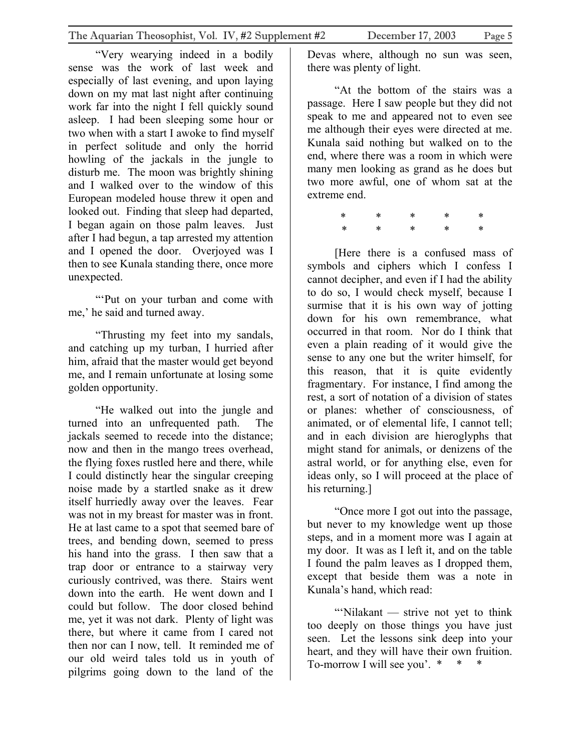"Very wearying indeed in a bodily sense was the work of last week and especially of last evening, and upon laying down on my mat last night after continuing work far into the night I fell quickly sound asleep. I had been sleeping some hour or two when with a start I awoke to find myself in perfect solitude and only the horrid howling of the jackals in the jungle to disturb me. The moon was brightly shining and I walked over to the window of this European modeled house threw it open and looked out. Finding that sleep had departed, I began again on those palm leaves. Just after I had begun, a tap arrested my attention and I opened the door. Overjoyed was I then to see Kunala standing there, once more unexpected.

"'Put on your turban and come with me,' he said and turned away.

"Thrusting my feet into my sandals, and catching up my turban, I hurried after him, afraid that the master would get beyond me, and I remain unfortunate at losing some golden opportunity.

"He walked out into the jungle and turned into an unfrequented path. The jackals seemed to recede into the distance; now and then in the mango trees overhead, the flying foxes rustled here and there, while I could distinctly hear the singular creeping noise made by a startled snake as it drew itself hurriedly away over the leaves. Fear was not in my breast for master was in front. He at last came to a spot that seemed bare of trees, and bending down, seemed to press his hand into the grass. I then saw that a trap door or entrance to a stairway very curiously contrived, was there. Stairs went down into the earth. He went down and I could but follow. The door closed behind me, yet it was not dark. Plenty of light was there, but where it came from I cared not then nor can I now, tell. It reminded me of our old weird tales told us in youth of pilgrims going down to the land of the Devas where, although no sun was seen, there was plenty of light.

"At the bottom of the stairs was a passage. Here I saw people but they did not speak to me and appeared not to even see me although their eyes were directed at me. Kunala said nothing but walked on to the end, where there was a room in which were many men looking as grand as he does but two more awful, one of whom sat at the extreme end.

\* \* \* \* \*
\* \* \* \* \*

[Here there is a confused mass of symbols and ciphers which I confess I cannot decipher, and even if I had the ability to do so, I would check myself, because I surmise that it is his own way of jotting down for his own remembrance, what occurred in that room. Nor do I think that even a plain reading of it would give the sense to any one but the writer himself, for this reason, that it is quite evidently fragmentary. For instance, I find among the rest, a sort of notation of a division of states or planes: whether of consciousness, of animated, or of elemental life, I cannot tell; and in each division are hieroglyphs that might stand for animals, or denizens of the astral world, or for anything else, even for ideas only, so I will proceed at the place of his returning.]

"Once more I got out into the passage, but never to my knowledge went up those steps, and in a moment more was I again at my door. It was as I left it, and on the table I found the palm leaves as I dropped them, except that beside them was a note in Kunala's hand, which read:

"'Nilakant — strive not yet to think too deeply on those things you have just seen. Let the lessons sink deep into your heart, and they will have their own fruition. To-morrow I will see you'. \* \* \*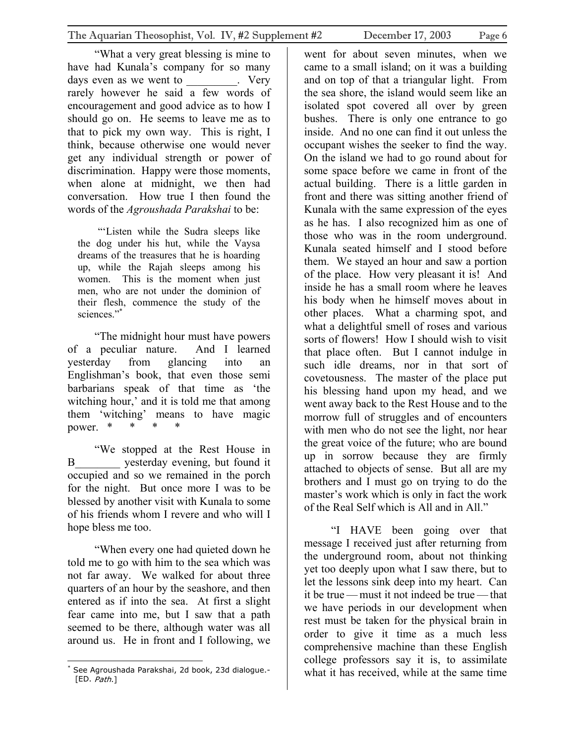"What a very great blessing is mine to have had Kunala's company for so many days even as we went to _________. Very rarely however he said a few words of encouragement and good advice as to how I should go on. He seems to leave me as to that to pick my own way. This is right, I think, because otherwise one would never get any individual strength or power of discrimination. Happy were those moments, when alone at midnight, we then had conversation. How true I then found the words of the *Agroushada Parakshai* to be:

> "'Listen while the Sudra sleeps like the dog under his hut, while the Vaysa dreams of the treasures that he is hoarding up, while the Rajah sleeps among his women. This is the moment when just men, who are not under the dominion of their flesh, commence the study of the sciences."[*]

"The midnight hour must have powers of a peculiar nature. And I learned yesterday from glancing into an Englishman's book, that even those semi barbarians speak of that time as 'the witching hour,' and it is told me that among them 'witching' means to have magic power. * * * *

"We stopped at the Rest House in B________ yesterday evening, but found it occupied and so we remained in the porch for the night. But once more I was to be blessed by another visit with Kunala to some of his friends whom I revere and who will I hope bless me too.

"When every one had quieted down he told me to go with him to the sea which was not far away. We walked for about three quarters of an hour by the seashore, and then entered as if into the sea. At first a slight fear came into me, but I saw that a path seemed to be there, although water was all around us. He in front and I following, we went for about seven minutes, when we came to a small island; on it was a building and on top of that a triangular light. From the sea shore, the island would seem like an isolated spot covered all over by green bushes. There is only one entrance to go inside. And no one can find it out unless the occupant wishes the seeker to find the way. On the island we had to go round about for some space before we came in front of the actual building. There is a little garden in front and there was sitting another friend of Kunala with the same expression of the eyes as he has. I also recognized him as one of those who was in the room underground. Kunala seated himself and I stood before them. We stayed an hour and saw a portion of the place. How very pleasant it is! And inside he has a small room where he leaves his body when he himself moves about in other places. What a charming spot, and what a delightful smell of roses and various sorts of flowers! How I should wish to visit that place often. But I cannot indulge in such idle dreams, nor in that sort of covetousness. The master of the place put his blessing hand upon my head, and we went away back to the Rest House and to the morrow full of struggles and of encounters with men who do not see the light, nor hear the great voice of the future; who are bound up in sorrow because they are firmly attached to objects of sense. But all are my brothers and I must go on trying to do the master's work which is only in fact the work of the Real Self which is All and in All."

"I HAVE been going over that message I received just after returning from the underground room, about not thinking yet too deeply upon what I saw there, but to let the lessons sink deep into my heart. Can it be true — must it not indeed be true — that we have periods in our development when rest must be taken for the physical brain in order to give it time as a much less comprehensive machine than these English college professors say it is, to assimilate what it has received, while at the same time

---

[*] See Agroushada Parakshai, 2d book, 23d dialogue.- [ED. *Path*.]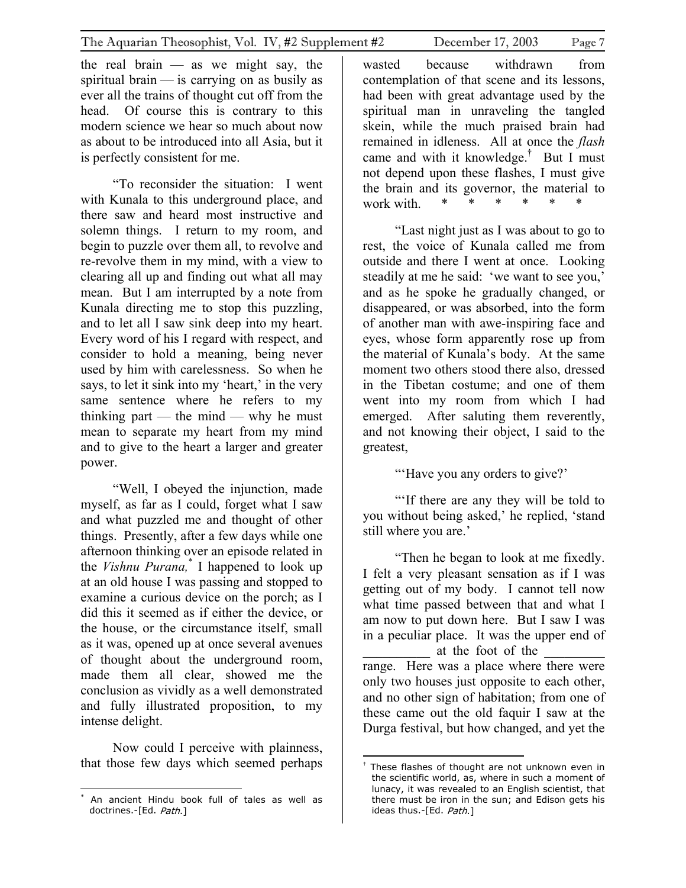the real brain — as we might say, the spiritual brain — is carrying on as busily as ever all the trains of thought cut off from the head. Of course this is contrary to this modern science we hear so much about now as about to be introduced into all Asia, but it is perfectly consistent for me.

"To reconsider the situation: I went with Kunala to this underground place, and there saw and heard most instructive and solemn things. I return to my room, and begin to puzzle over them all, to revolve and re-revolve them in my mind, with a view to clearing all up and finding out what all may mean. But I am interrupted by a note from Kunala directing me to stop this puzzling, and to let all I saw sink deep into my heart. Every word of his I regard with respect, and consider to hold a meaning, being never used by him with carelessness. So when he says, to let it sink into my 'heart,' in the very same sentence where he refers to my thinking part — the mind — why he must mean to separate my heart from my mind and to give to the heart a larger and greater power.

"Well, I obeyed the injunction, made myself, as far as I could, forget what I saw and what puzzled me and thought of other things. Presently, after a few days while one afternoon thinking over an episode related in the *Vishnu Purana,*[*] I happened to look up at an old house I was passing and stopped to examine a curious device on the porch; as I did this it seemed as if either the device, or the house, or the circumstance itself, small as it was, opened up at once several avenues of thought about the underground room, made them all clear, showed me the conclusion as vividly as a well demonstrated and fully illustrated proposition, to my intense delight.

Now could I perceive with plainness, that those few days which seemed perhaps wasted because withdrawn from contemplation of that scene and its lessons, had been with great advantage used by the spiritual man in unraveling the tangled skein, while the much praised brain had remained in idleness. All at once the *flash* came and with it knowledge.[†] But I must not depend upon these flashes, I must give the brain and its governor, the material to work with. * * * * * *

"Last night just as I was about to go to rest, the voice of Kunala called me from outside and there I went at once. Looking steadily at me he said: 'we want to see you,' and as he spoke he gradually changed, or disappeared, or was absorbed, into the form of another man with awe-inspiring face and eyes, whose form apparently rose up from the material of Kunala's body. At the same moment two others stood there also, dressed in the Tibetan costume; and one of them went into my room from which I had emerged. After saluting them reverently, and not knowing their object, I said to the greatest,

"'Have you any orders to give?'

"'If there are any they will be told to you without being asked,' he replied, 'stand still where you are.'

"Then he began to look at me fixedly. I felt a very pleasant sensation as if I was getting out of my body. I cannot tell now what time passed between that and what I am now to put down here. But I saw I was in a peculiar place. It was the upper end of __________ at the foot of the _________ range. Here was a place where there were only two houses just opposite to each other, and no other sign of habitation; from one of these came out the old faquir I saw at the Durga festival, but how changed, and yet the

---

[*] An ancient Hindu book full of tales as well as doctrines.-[Ed. *Path*.]

[†] These flashes of thought are not unknown even in the scientific world, as, where in such a moment of lunacy, it was revealed to an English scientist, that there must be iron in the sun; and Edison gets his ideas thus.-[Ed. *Path*.]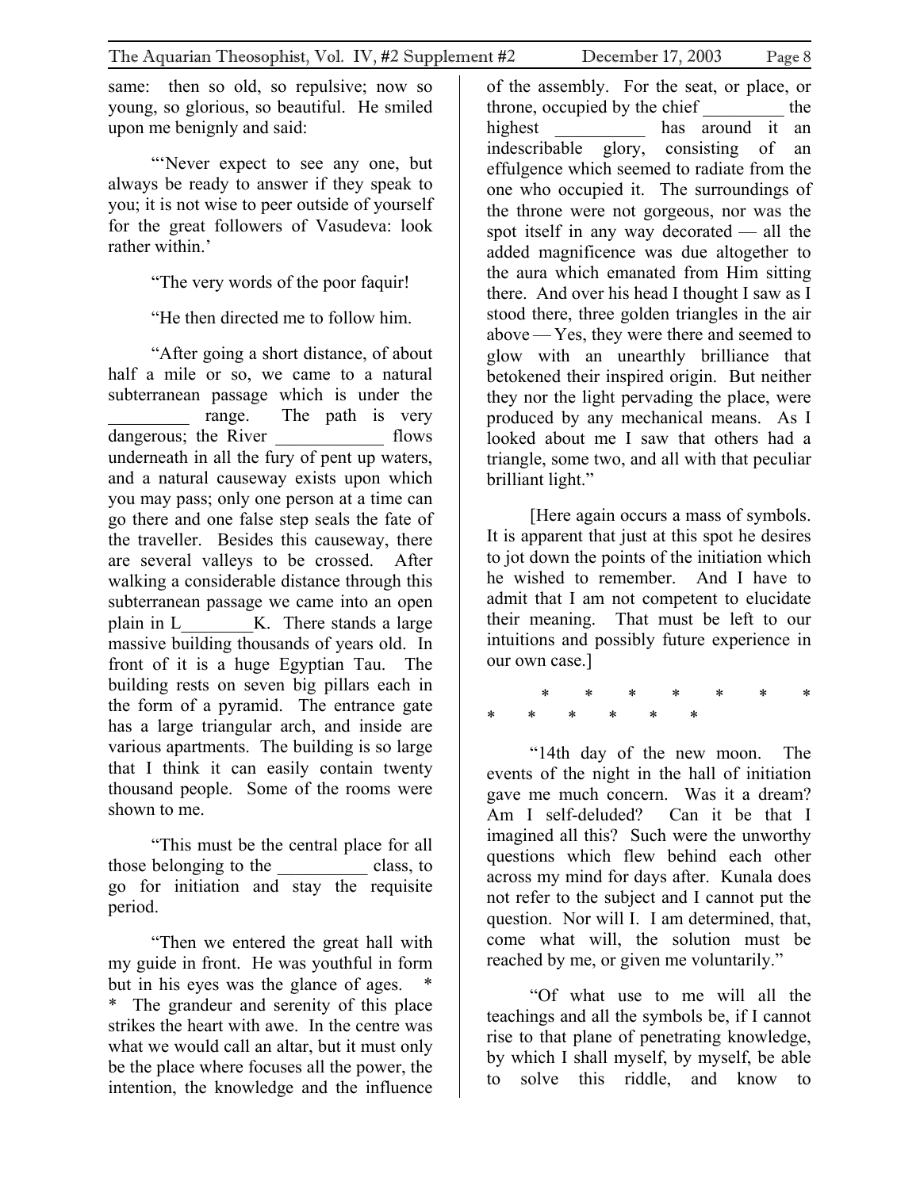same: then so old, so repulsive; now so young, so glorious, so beautiful. He smiled upon me benignly and said:

"'Never expect to see any one, but always be ready to answer if they speak to you; it is not wise to peer outside of yourself for the great followers of Vasudeva: look rather within.'

"The very words of the poor faquir!

"He then directed me to follow him.

"After going a short distance, of about half a mile or so, we came to a natural subterranean passage which is under the _________ range. The path is very dangerous; the River ____________ flows underneath in all the fury of pent up waters, and a natural causeway exists upon which you may pass; only one person at a time can go there and one false step seals the fate of the traveller. Besides this causeway, there are several valleys to be crossed. After walking a considerable distance through this subterranean passage we came into an open plain in L________K. There stands a large massive building thousands of years old. In front of it is a huge Egyptian Tau. The building rests on seven big pillars each in the form of a pyramid. The entrance gate has a large triangular arch, and inside are various apartments. The building is so large that I think it can easily contain twenty thousand people. Some of the rooms were shown to me.

"This must be the central place for all those belonging to the __________ class, to go for initiation and stay the requisite period.

"Then we entered the great hall with my guide in front. He was youthful in form but in his eyes was the glance of ages. * * The grandeur and serenity of this place strikes the heart with awe. In the centre was what we would call an altar, but it must only be the place where focuses all the power, the intention, the knowledge and the influence of the assembly. For the seat, or place, or throne, occupied by the chief _________ the highest __________ has around it an indescribable glory, consisting of an effulgence which seemed to radiate from the one who occupied it. The surroundings of the throne were not gorgeous, nor was the spot itself in any way decorated — all the added magnificence was due altogether to the aura which emanated from Him sitting there. And over his head I thought I saw as I stood there, three golden triangles in the air above — Yes, they were there and seemed to glow with an unearthly brilliance that betokened their inspired origin. But neither they nor the light pervading the place, were produced by any mechanical means. As I looked about me I saw that others had a triangle, some two, and all with that peculiar brilliant light."

[Here again occurs a mass of symbols. It is apparent that just at this spot he desires to jot down the points of the initiation which he wished to remember. And I have to admit that I am not competent to elucidate their meaning. That must be left to our intuitions and possibly future experience in our own case.]

\* \* \* \* \* \* \* \* \* \* \* \* \*

"14th day of the new moon. The events of the night in the hall of initiation gave me much concern. Was it a dream? Am I self-deluded? Can it be that I imagined all this? Such were the unworthy questions which flew behind each other across my mind for days after. Kunala does not refer to the subject and I cannot put the question. Nor will I. I am determined, that, come what will, the solution must be reached by me, or given me voluntarily."

"Of what use to me will all the teachings and all the symbols be, if I cannot rise to that plane of penetrating knowledge, by which I shall myself, by myself, be able to solve this riddle, and know to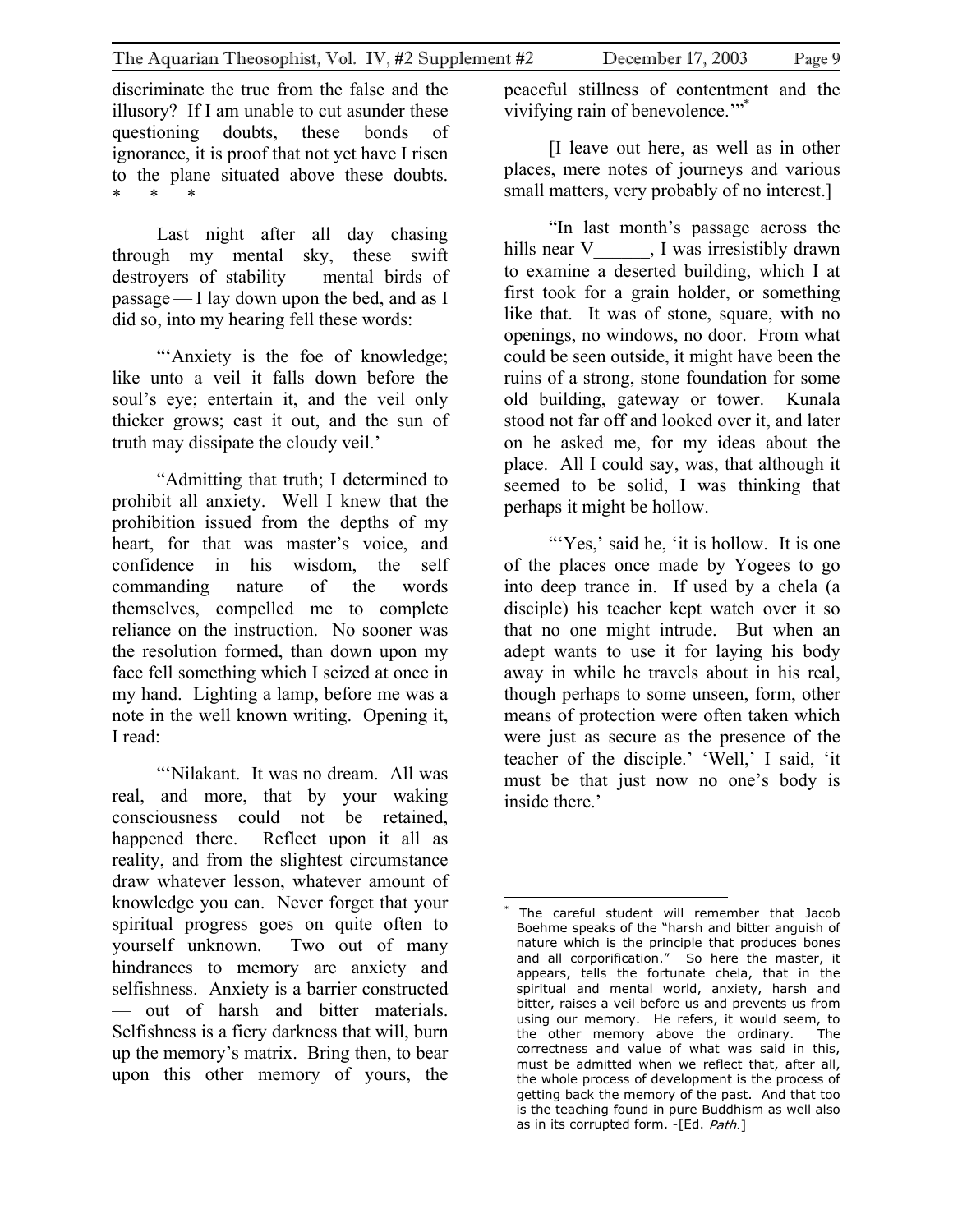discriminate the true from the false and the illusory? If I am unable to cut asunder these questioning doubts, these bonds of ignorance, it is proof that not yet have I risen to the plane situated above these doubts. * * *

Last night after all day chasing through my mental sky, these swift destroyers of stability — mental birds of passage — I lay down upon the bed, and as I did so, into my hearing fell these words:

"'Anxiety is the foe of knowledge; like unto a veil it falls down before the soul's eye; entertain it, and the veil only thicker grows; cast it out, and the sun of truth may dissipate the cloudy veil.'

"Admitting that truth; I determined to prohibit all anxiety. Well I knew that the prohibition issued from the depths of my heart, for that was master's voice, and confidence in his wisdom, the self commanding nature of the words themselves, compelled me to complete reliance on the instruction. No sooner was the resolution formed, than down upon my face fell something which I seized at once in my hand. Lighting a lamp, before me was a note in the well known writing. Opening it, I read:

"'Nilakant. It was no dream. All was real, and more, that by your waking consciousness could not be retained, happened there. Reflect upon it all as reality, and from the slightest circumstance draw whatever lesson, whatever amount of knowledge you can. Never forget that your spiritual progress goes on quite often to yourself unknown. Two out of many hindrances to memory are anxiety and selfishness. Anxiety is a barrier constructed — out of harsh and bitter materials. Selfishness is a fiery darkness that will, burn up the memory's matrix. Bring then, to bear upon this other memory of yours, the peaceful stillness of contentment and the vivifying rain of benevolence.'"*

[I leave out here, as well as in other places, mere notes of journeys and various small matters, very probably of no interest.]

"In last month's passage across the hills near V______, I was irresistibly drawn to examine a deserted building, which I at first took for a grain holder, or something like that. It was of stone, square, with no openings, no windows, no door. From what could be seen outside, it might have been the ruins of a strong, stone foundation for some old building, gateway or tower. Kunala stood not far off and looked over it, and later on he asked me, for my ideas about the place. All I could say, was, that although it seemed to be solid, I was thinking that perhaps it might be hollow.

"'Yes,' said he, 'it is hollow. It is one of the places once made by Yogees to go into deep trance in. If used by a chela (a disciple) his teacher kept watch over it so that no one might intrude. But when an adept wants to use it for laying his body away in while he travels about in his real, though perhaps to some unseen, form, other means of protection were often taken which were just as secure as the presence of the teacher of the disciple.' 'Well,' I said, 'it must be that just now no one's body is inside there.'

---

* The careful student will remember that Jacob Boehme speaks of the "harsh and bitter anguish of nature which is the principle that produces bones and all corporification." So here the master, it appears, tells the fortunate chela, that in the spiritual and mental world, anxiety, harsh and bitter, raises a veil before us and prevents us from using our memory. He refers, it would seem, to the other memory above the ordinary. The correctness and value of what was said in this, must be admitted when we reflect that, after all, the whole process of development is the process of getting back the memory of the past. And that too is the teaching found in pure Buddhism as well also as in its corrupted form. -[Ed. *Path*.]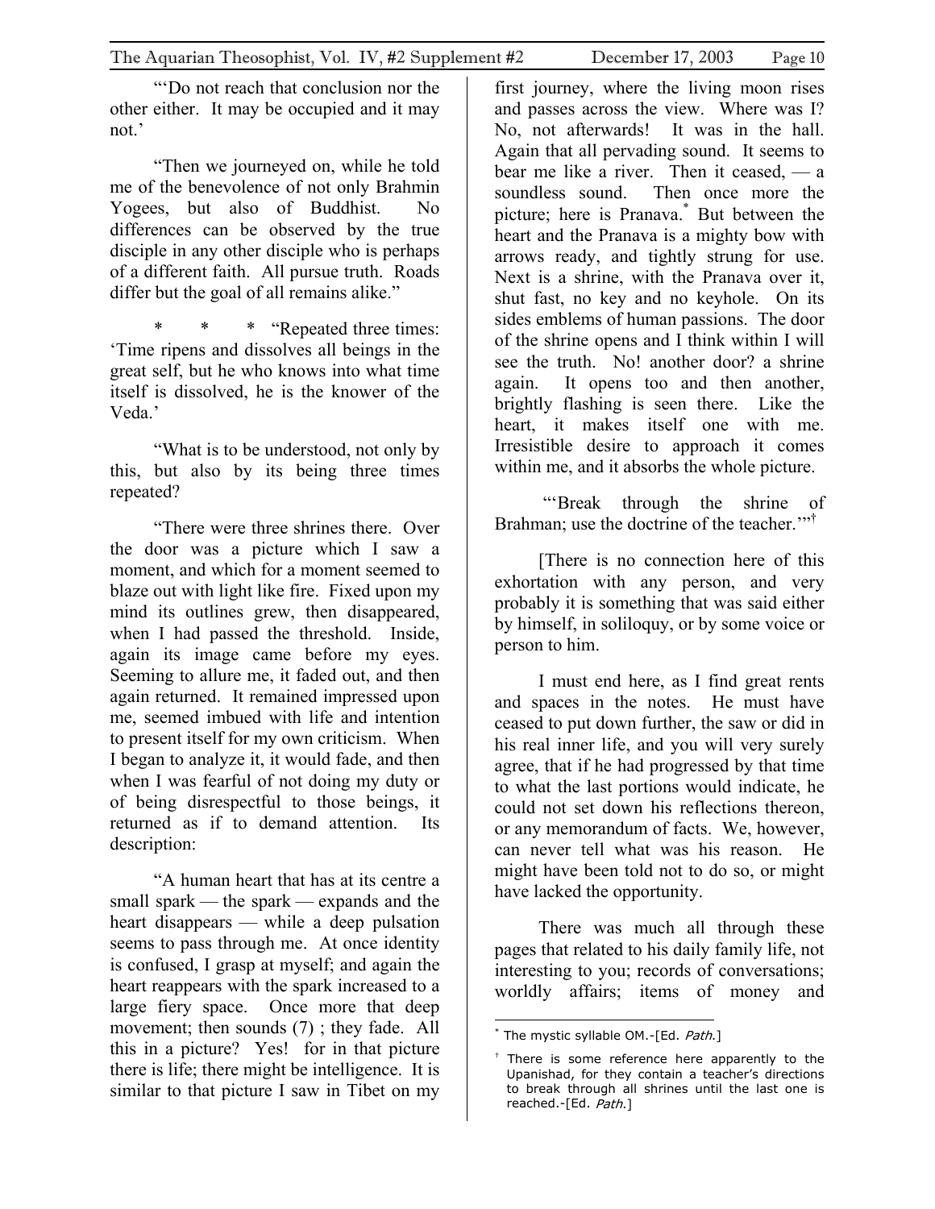"'Do not reach that conclusion nor the other either. It may be occupied and it may not.'

"Then we journeyed on, while he told me of the benevolence of not only Brahmin Yogees, but also of Buddhist. No differences can be observed by the true disciple in any other disciple who is perhaps of a different faith. All pursue truth. Roads differ but the goal of all remains alike."

\* \* \* "Repeated three times: 'Time ripens and dissolves all beings in the great self, but he who knows into what time itself is dissolved, he is the knower of the Veda.'

"What is to be understood, not only by this, but also by its being three times repeated?

"There were three shrines there. Over the door was a picture which I saw a moment, and which for a moment seemed to blaze out with light like fire. Fixed upon my mind its outlines grew, then disappeared, when I had passed the threshold. Inside, again its image came before my eyes. Seeming to allure me, it faded out, and then again returned. It remained impressed upon me, seemed imbued with life and intention to present itself for my own criticism. When I began to analyze it, it would fade, and then when I was fearful of not doing my duty or of being disrespectful to those beings, it returned as if to demand attention. Its description:

"A human heart that has at its centre a small spark — the spark — expands and the heart disappears — while a deep pulsation seems to pass through me. At once identity is confused, I grasp at myself; and again the heart reappears with the spark increased to a large fiery space. Once more that deep movement; then sounds (7) ; they fade. All this in a picture? Yes! for in that picture there is life; there might be intelligence. It is similar to that picture I saw in Tibet on my first journey, where the living moon rises and passes across the view. Where was I? No, not afterwards! It was in the hall. Again that all pervading sound. It seems to bear me like a river. Then it ceased, — a soundless sound. Then once more the picture; here is Pranava.* But between the heart and the Pranava is a mighty bow with arrows ready, and tightly strung for use. Next is a shrine, with the Pranava over it, shut fast, no key and no keyhole. On its sides emblems of human passions. The door of the shrine opens and I think within I will see the truth. No! another door? a shrine again. It opens too and then another, brightly flashing is seen there. Like the heart, it makes itself one with me. Irresistible desire to approach it comes within me, and it absorbs the whole picture.

"'Break through the shrine of Brahman; use the doctrine of the teacher.'"†

[There is no connection here of this exhortation with any person, and very probably it is something that was said either by himself, in soliloquy, or by some voice or person to him.

I must end here, as I find great rents and spaces in the notes. He must have ceased to put down further, the saw or did in his real inner life, and you will very surely agree, that if he had progressed by that time to what the last portions would indicate, he could not set down his reflections thereon, or any memorandum of facts. We, however, can never tell what was his reason. He might have been told not to do so, or might have lacked the opportunity.

There was much all through these pages that related to his daily family life, not interesting to you; records of conversations; worldly affairs; items of money and

---

\* The mystic syllable OM.-[Ed. *Path.*]

† There is some reference here apparently to the Upanishad, for they contain a teacher's directions to break through all shrines until the last one is reached.-[Ed. *Path.*]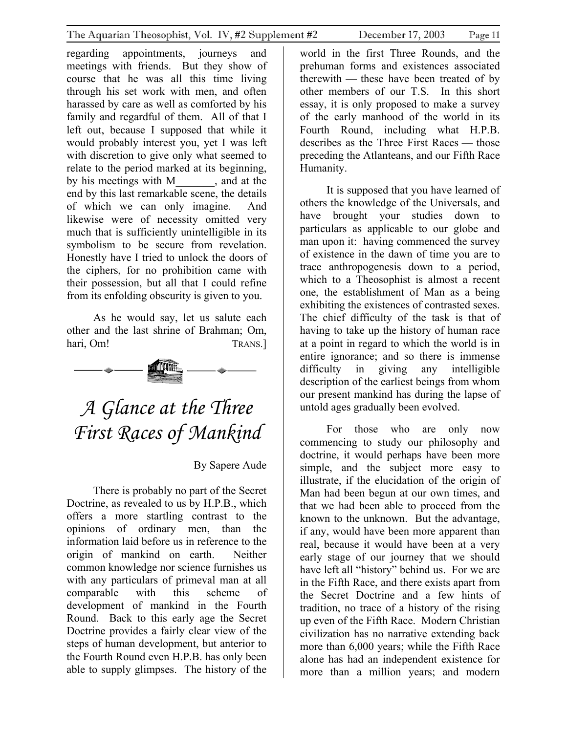regarding appointments, journeys and meetings with friends. But they show of course that he was all this time living through his set work with men, and often harassed by care as well as comforted by his family and regardful of them. All of that I left out, because I supposed that while it would probably interest you, yet I was left with discretion to give only what seemed to relate to the period marked at its beginning, by his meetings with M_______, and at the end by this last remarkable scene, the details of which we can only imagine. And likewise were of necessity omitted very much that is sufficiently unintelligible in its symbolism to be secure from revelation. Honestly have I tried to unlock the doors of the ciphers, for no prohibition came with their possession, but all that I could refine from its enfolding obscurity is given to you.

As he would say, let us salute each other and the last shrine of Brahman; Om, hari, Om! TRANS.]

# *A Glance at the Three First Races of Mankind*

By Sapere Aude

There is probably no part of the Secret Doctrine, as revealed to us by H.P.B., which offers a more startling contrast to the opinions of ordinary men, than the information laid before us in reference to the origin of mankind on earth. Neither common knowledge nor science furnishes us with any particulars of primeval man at all comparable with this scheme of development of mankind in the Fourth Round. Back to this early age the Secret Doctrine provides a fairly clear view of the steps of human development, but anterior to the Fourth Round even H.P.B. has only been able to supply glimpses. The history of the world in the first Three Rounds, and the prehuman forms and existences associated therewith — these have been treated of by other members of our T.S. In this short essay, it is only proposed to make a survey of the early manhood of the world in its Fourth Round, including what H.P.B. describes as the Three First Races — those preceding the Atlanteans, and our Fifth Race Humanity.

It is supposed that you have learned of others the knowledge of the Universals, and have brought your studies down to particulars as applicable to our globe and man upon it: having commenced the survey of existence in the dawn of time you are to trace anthropogenesis down to a period, which to a Theosophist is almost a recent one, the establishment of Man as a being exhibiting the existences of contrasted sexes. The chief difficulty of the task is that of having to take up the history of human race at a point in regard to which the world is in entire ignorance; and so there is immense difficulty in giving any intelligible description of the earliest beings from whom our present mankind has during the lapse of untold ages gradually been evolved.

For those who are only now commencing to study our philosophy and doctrine, it would perhaps have been more simple, and the subject more easy to illustrate, if the elucidation of the origin of Man had been begun at our own times, and that we had been able to proceed from the known to the unknown. But the advantage, if any, would have been more apparent than real, because it would have been at a very early stage of our journey that we should have left all "history" behind us. For we are in the Fifth Race, and there exists apart from the Secret Doctrine and a few hints of tradition, no trace of a history of the rising up even of the Fifth Race. Modern Christian civilization has no narrative extending back more than 6,000 years; while the Fifth Race alone has had an independent existence for more than a million years; and modern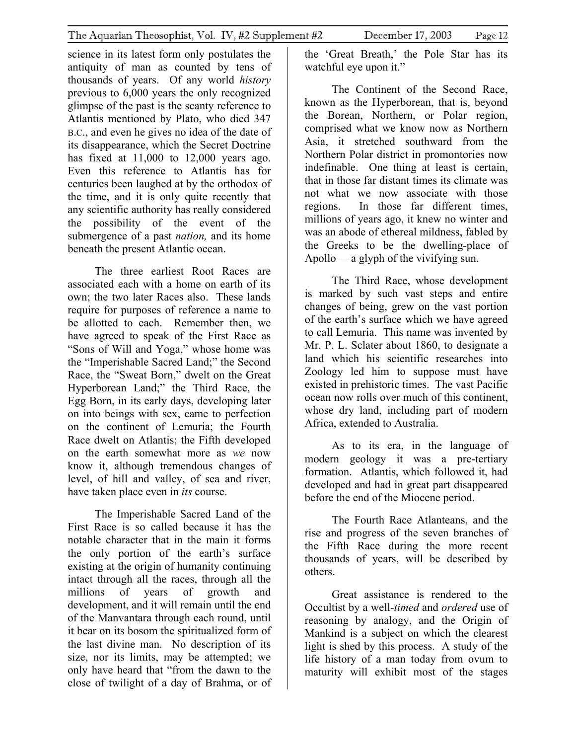science in its latest form only postulates the antiquity of man as counted by tens of thousands of years. Of any world *history* previous to 6,000 years the only recognized glimpse of the past is the scanty reference to Atlantis mentioned by Plato, who died 347 B.C., and even he gives no idea of the date of its disappearance, which the Secret Doctrine has fixed at 11,000 to 12,000 years ago. Even this reference to Atlantis has for centuries been laughed at by the orthodox of the time, and it is only quite recently that any scientific authority has really considered the possibility of the event of the submergence of a past *nation,* and its home beneath the present Atlantic ocean.

The three earliest Root Races are associated each with a home on earth of its own; the two later Races also. These lands require for purposes of reference a name to be allotted to each. Remember then, we have agreed to speak of the First Race as "Sons of Will and Yoga," whose home was the "Imperishable Sacred Land;" the Second Race, the "Sweat Born," dwelt on the Great Hyperborean Land;" the Third Race, the Egg Born, in its early days, developing later on into beings with sex, came to perfection on the continent of Lemuria; the Fourth Race dwelt on Atlantis; the Fifth developed on the earth somewhat more as *we* now know it, although tremendous changes of level, of hill and valley, of sea and river, have taken place even in *its* course.

The Imperishable Sacred Land of the First Race is so called because it has the notable character that in the main it forms the only portion of the earth's surface existing at the origin of humanity continuing intact through all the races, through all the millions of years of growth and development, and it will remain until the end of the Manvantara through each round, until it bear on its bosom the spiritualized form of the last divine man. No description of its size, nor its limits, may be attempted; we only have heard that "from the dawn to the close of twilight of a day of Brahma, or of the 'Great Breath,' the Pole Star has its watchful eye upon it."

The Continent of the Second Race, known as the Hyperborean, that is, beyond the Borean, Northern, or Polar region, comprised what we know now as Northern Asia, it stretched southward from the Northern Polar district in promontories now indefinable. One thing at least is certain, that in those far distant times its climate was not what we now associate with those regions. In those far different times, millions of years ago, it knew no winter and was an abode of ethereal mildness, fabled by the Greeks to be the dwelling-place of Apollo — a glyph of the vivifying sun.

The Third Race, whose development is marked by such vast steps and entire changes of being, grew on the vast portion of the earth's surface which we have agreed to call Lemuria. This name was invented by Mr. P. L. Sclater about 1860, to designate a land which his scientific researches into Zoology led him to suppose must have existed in prehistoric times. The vast Pacific ocean now rolls over much of this continent, whose dry land, including part of modern Africa, extended to Australia.

As to its era, in the language of modern geology it was a pre-tertiary formation. Atlantis, which followed it, had developed and had in great part disappeared before the end of the Miocene period.

The Fourth Race Atlanteans, and the rise and progress of the seven branches of the Fifth Race during the more recent thousands of years, will be described by others.

Great assistance is rendered to the Occultist by a well-*timed* and *ordered* use of reasoning by analogy, and the Origin of Mankind is a subject on which the clearest light is shed by this process. A study of the life history of a man today from ovum to maturity will exhibit most of the stages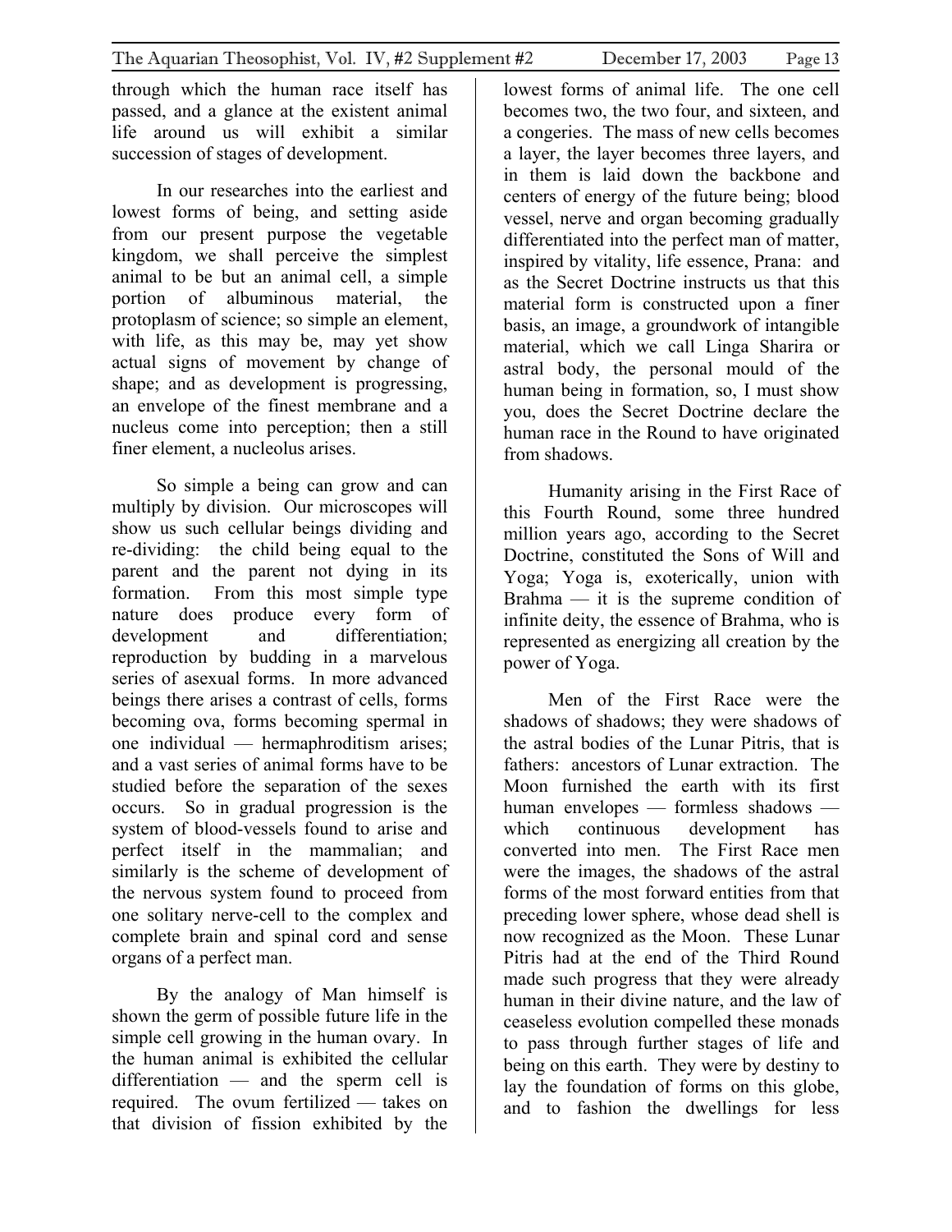through which the human race itself has passed, and a glance at the existent animal life around us will exhibit a similar succession of stages of development.

In our researches into the earliest and lowest forms of being, and setting aside from our present purpose the vegetable kingdom, we shall perceive the simplest animal to be but an animal cell, a simple portion of albuminous material, the protoplasm of science; so simple an element, with life, as this may be, may yet show actual signs of movement by change of shape; and as development is progressing, an envelope of the finest membrane and a nucleus come into perception; then a still finer element, a nucleolus arises.

So simple a being can grow and can multiply by division. Our microscopes will show us such cellular beings dividing and re-dividing: the child being equal to the parent and the parent not dying in its formation. From this most simple type nature does produce every form of development and differentiation; reproduction by budding in a marvelous series of asexual forms. In more advanced beings there arises a contrast of cells, forms becoming ova, forms becoming spermal in one individual — hermaphroditism arises; and a vast series of animal forms have to be studied before the separation of the sexes occurs. So in gradual progression is the system of blood-vessels found to arise and perfect itself in the mammalian; and similarly is the scheme of development of the nervous system found to proceed from one solitary nerve-cell to the complex and complete brain and spinal cord and sense organs of a perfect man.

By the analogy of Man himself is shown the germ of possible future life in the simple cell growing in the human ovary. In the human animal is exhibited the cellular differentiation — and the sperm cell is required. The ovum fertilized — takes on that division of fission exhibited by the lowest forms of animal life. The one cell becomes two, the two four, and sixteen, and a congeries. The mass of new cells becomes a layer, the layer becomes three layers, and in them is laid down the backbone and centers of energy of the future being; blood vessel, nerve and organ becoming gradually differentiated into the perfect man of matter, inspired by vitality, life essence, Prana: and as the Secret Doctrine instructs us that this material form is constructed upon a finer basis, an image, a groundwork of intangible material, which we call Linga Sharira or astral body, the personal mould of the human being in formation, so, I must show you, does the Secret Doctrine declare the human race in the Round to have originated from shadows.

Humanity arising in the First Race of this Fourth Round, some three hundred million years ago, according to the Secret Doctrine, constituted the Sons of Will and Yoga; Yoga is, exoterically, union with Brahma — it is the supreme condition of infinite deity, the essence of Brahma, who is represented as energizing all creation by the power of Yoga.

Men of the First Race were the shadows of shadows; they were shadows of the astral bodies of the Lunar Pitris, that is fathers: ancestors of Lunar extraction. The Moon furnished the earth with its first human envelopes — formless shadows — which continuous development has converted into men. The First Race men were the images, the shadows of the astral forms of the most forward entities from that preceding lower sphere, whose dead shell is now recognized as the Moon. These Lunar Pitris had at the end of the Third Round made such progress that they were already human in their divine nature, and the law of ceaseless evolution compelled these monads to pass through further stages of life and being on this earth. They were by destiny to lay the foundation of forms on this globe, and to fashion the dwellings for less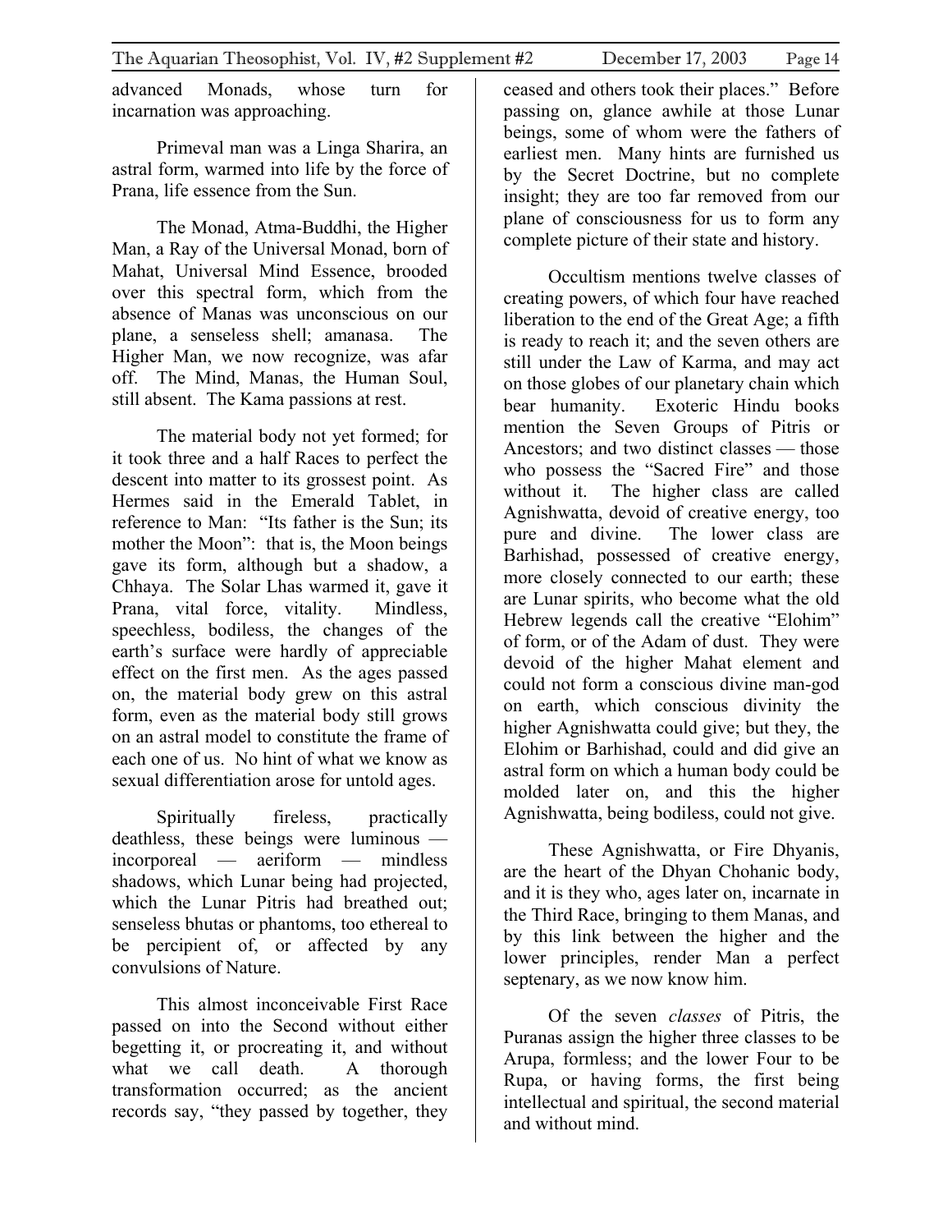advanced Monads, whose turn for incarnation was approaching.

Primeval man was a Linga Sharira, an astral form, warmed into life by the force of Prana, life essence from the Sun.

The Monad, Atma-Buddhi, the Higher Man, a Ray of the Universal Monad, born of Mahat, Universal Mind Essence, brooded over this spectral form, which from the absence of Manas was unconscious on our plane, a senseless shell; amanasa. The Higher Man, we now recognize, was afar off. The Mind, Manas, the Human Soul, still absent. The Kama passions at rest.

The material body not yet formed; for it took three and a half Races to perfect the descent into matter to its grossest point. As Hermes said in the Emerald Tablet, in reference to Man: "Its father is the Sun; its mother the Moon": that is, the Moon beings gave its form, although but a shadow, a Chhaya. The Solar Lhas warmed it, gave it Prana, vital force, vitality. Mindless, speechless, bodiless, the changes of the earth's surface were hardly of appreciable effect on the first men. As the ages passed on, the material body grew on this astral form, even as the material body still grows on an astral model to constitute the frame of each one of us. No hint of what we know as sexual differentiation arose for untold ages.

Spiritually fireless, practically deathless, these beings were luminous — incorporeal — aeriform — mindless shadows, which Lunar being had projected, which the Lunar Pitris had breathed out; senseless bhutas or phantoms, too ethereal to be percipient of, or affected by any convulsions of Nature.

This almost inconceivable First Race passed on into the Second without either begetting it, or procreating it, and without what we call death. A thorough transformation occurred; as the ancient records say, "they passed by together, they ceased and others took their places." Before passing on, glance awhile at those Lunar beings, some of whom were the fathers of earliest men. Many hints are furnished us by the Secret Doctrine, but no complete insight; they are too far removed from our plane of consciousness for us to form any complete picture of their state and history.

Occultism mentions twelve classes of creating powers, of which four have reached liberation to the end of the Great Age; a fifth is ready to reach it; and the seven others are still under the Law of Karma, and may act on those globes of our planetary chain which bear humanity. Exoteric Hindu books mention the Seven Groups of Pitris or Ancestors; and two distinct classes — those who possess the "Sacred Fire" and those without it. The higher class are called Agnishwatta, devoid of creative energy, too pure and divine. The lower class are Barhishad, possessed of creative energy, more closely connected to our earth; these are Lunar spirits, who become what the old Hebrew legends call the creative "Elohim" of form, or of the Adam of dust. They were devoid of the higher Mahat element and could not form a conscious divine man-god on earth, which conscious divinity the higher Agnishwatta could give; but they, the Elohim or Barhishad, could and did give an astral form on which a human body could be molded later on, and this the higher Agnishwatta, being bodiless, could not give.

These Agnishwatta, or Fire Dhyanis, are the heart of the Dhyan Chohanic body, and it is they who, ages later on, incarnate in the Third Race, bringing to them Manas, and by this link between the higher and the lower principles, render Man a perfect septenary, as we now know him.

Of the seven *classes* of Pitris, the Puranas assign the higher three classes to be Arupa, formless; and the lower Four to be Rupa, or having forms, the first being intellectual and spiritual, the second material and without mind.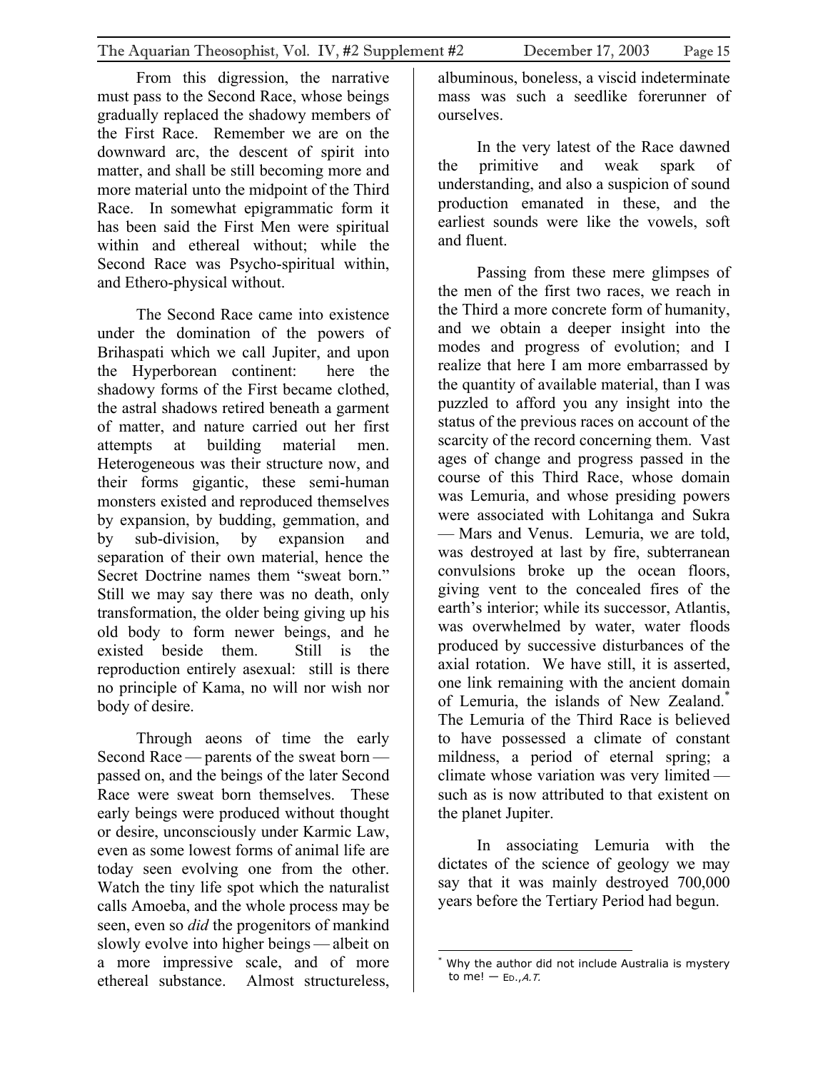From this digression, the narrative must pass to the Second Race, whose beings gradually replaced the shadowy members of the First Race. Remember we are on the downward arc, the descent of spirit into matter, and shall be still becoming more and more material unto the midpoint of the Third Race. In somewhat epigrammatic form it has been said the First Men were spiritual within and ethereal without; while the Second Race was Psycho-spiritual within, and Ethero-physical without.

The Second Race came into existence under the domination of the powers of Brihaspati which we call Jupiter, and upon the Hyperborean continent: here the shadowy forms of the First became clothed, the astral shadows retired beneath a garment of matter, and nature carried out her first attempts at building material men. Heterogeneous was their structure now, and their forms gigantic, these semi-human monsters existed and reproduced themselves by expansion, by budding, gemmation, and by sub-division, by expansion and separation of their own material, hence the Secret Doctrine names them "sweat born." Still we may say there was no death, only transformation, the older being giving up his old body to form newer beings, and he existed beside them. Still is the reproduction entirely asexual: still is there no principle of Kama, no will nor wish nor body of desire.

Through aeons of time the early Second Race — parents of the sweat born — passed on, and the beings of the later Second Race were sweat born themselves. These early beings were produced without thought or desire, unconsciously under Karmic Law, even as some lowest forms of animal life are today seen evolving one from the other. Watch the tiny life spot which the naturalist calls Amoeba, and the whole process may be seen, even so *did* the progenitors of mankind slowly evolve into higher beings — albeit on a more impressive scale, and of more ethereal substance. Almost structureless, albuminous, boneless, a viscid indeterminate mass was such a seedlike forerunner of ourselves.

In the very latest of the Race dawned the primitive and weak spark of understanding, and also a suspicion of sound production emanated in these, and the earliest sounds were like the vowels, soft and fluent.

Passing from these mere glimpses of the men of the first two races, we reach in the Third a more concrete form of humanity, and we obtain a deeper insight into the modes and progress of evolution; and I realize that here I am more embarrassed by the quantity of available material, than I was puzzled to afford you any insight into the status of the previous races on account of the scarcity of the record concerning them. Vast ages of change and progress passed in the course of this Third Race, whose domain was Lemuria, and whose presiding powers were associated with Lohitanga and Sukra — Mars and Venus. Lemuria, we are told, was destroyed at last by fire, subterranean convulsions broke up the ocean floors, giving vent to the concealed fires of the earth's interior; while its successor, Atlantis, was overwhelmed by water, water floods produced by successive disturbances of the axial rotation. We have still, it is asserted, one link remaining with the ancient domain of Lemuria, the islands of New Zealand.* The Lemuria of the Third Race is believed to have possessed a climate of constant mildness, a period of eternal spring; a climate whose variation was very limited — such as is now attributed to that existent on the planet Jupiter.

In associating Lemuria with the dictates of the science of geology we may say that it was mainly destroyed 700,000 years before the Tertiary Period had begun.

---

* Why the author did not include Australia is mystery to me! — Ed.,*A.T.*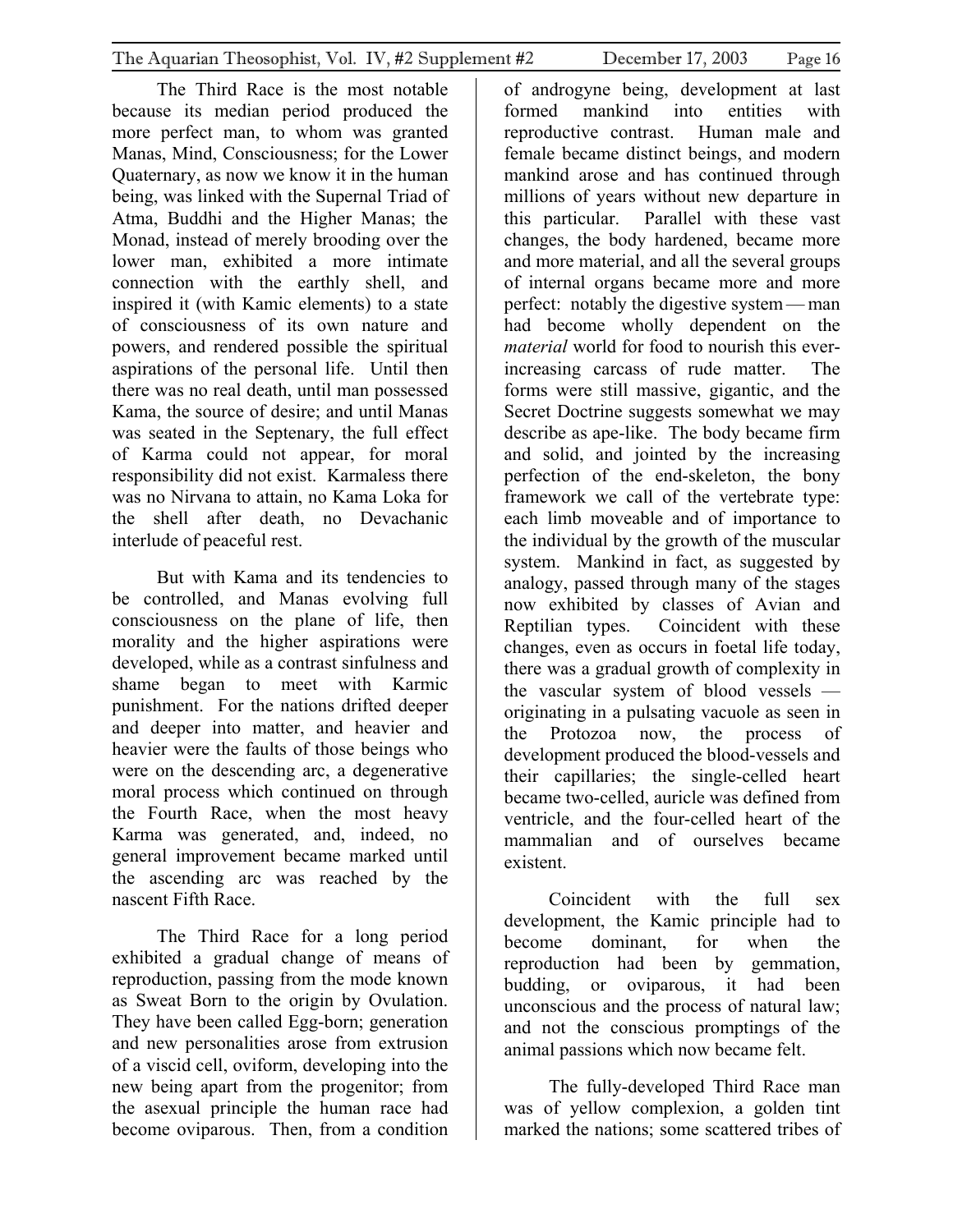The Third Race is the most notable because its median period produced the more perfect man, to whom was granted Manas, Mind, Consciousness; for the Lower Quaternary, as now we know it in the human being, was linked with the Supernal Triad of Atma, Buddhi and the Higher Manas; the Monad, instead of merely brooding over the lower man, exhibited a more intimate connection with the earthly shell, and inspired it (with Kamic elements) to a state of consciousness of its own nature and powers, and rendered possible the spiritual aspirations of the personal life. Until then there was no real death, until man possessed Kama, the source of desire; and until Manas was seated in the Septenary, the full effect of Karma could not appear, for moral responsibility did not exist. Karmaless there was no Nirvana to attain, no Kama Loka for the shell after death, no Devachanic interlude of peaceful rest.

But with Kama and its tendencies to be controlled, and Manas evolving full consciousness on the plane of life, then morality and the higher aspirations were developed, while as a contrast sinfulness and shame began to meet with Karmic punishment. For the nations drifted deeper and deeper into matter, and heavier and heavier were the faults of those beings who were on the descending arc, a degenerative moral process which continued on through the Fourth Race, when the most heavy Karma was generated, and, indeed, no general improvement became marked until the ascending arc was reached by the nascent Fifth Race.

The Third Race for a long period exhibited a gradual change of means of reproduction, passing from the mode known as Sweat Born to the origin by Ovulation. They have been called Egg-born; generation and new personalities arose from extrusion of a viscid cell, oviform, developing into the new being apart from the progenitor; from the asexual principle the human race had become oviparous. Then, from a condition of androgyne being, development at last formed mankind into entities with reproductive contrast. Human male and female became distinct beings, and modern mankind arose and has continued through millions of years without new departure in this particular. Parallel with these vast changes, the body hardened, became more and more material, and all the several groups of internal organs became more and more perfect: notably the digestive system — man had become wholly dependent on the *material* world for food to nourish this ever-increasing carcass of rude matter. The forms were still massive, gigantic, and the Secret Doctrine suggests somewhat we may describe as ape-like. The body became firm and solid, and jointed by the increasing perfection of the end-skeleton, the bony framework we call of the vertebrate type: each limb moveable and of importance to the individual by the growth of the muscular system. Mankind in fact, as suggested by analogy, passed through many of the stages now exhibited by classes of Avian and Reptilian types. Coincident with these changes, even as occurs in foetal life today, there was a gradual growth of complexity in the vascular system of blood vessels — originating in a pulsating vacuole as seen in the Protozoa now, the process of development produced the blood-vessels and their capillaries; the single-celled heart became two-celled, auricle was defined from ventricle, and the four-celled heart of the mammalian and of ourselves became existent.

Coincident with the full sex development, the Kamic principle had to become dominant, for when the reproduction had been by gemmation, budding, or oviparous, it had been unconscious and the process of natural law; and not the conscious promptings of the animal passions which now became felt.

The fully-developed Third Race man was of yellow complexion, a golden tint marked the nations; some scattered tribes of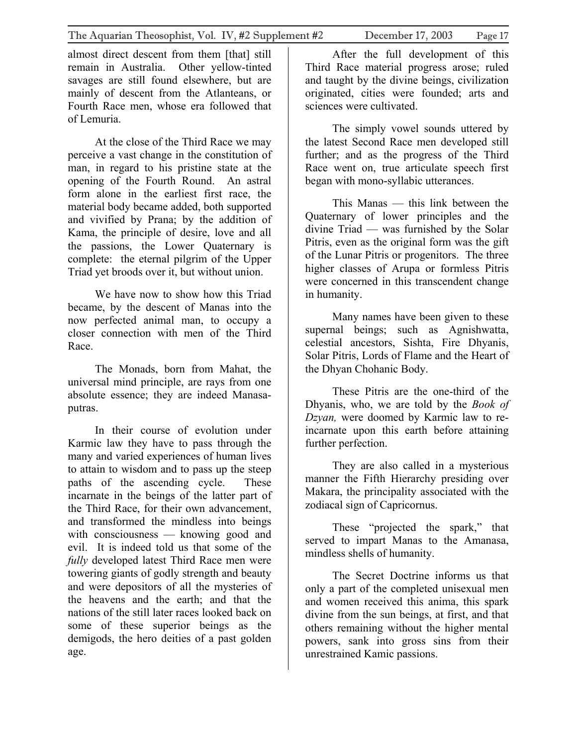almost direct descent from them [that] still remain in Australia. Other yellow-tinted savages are still found elsewhere, but are mainly of descent from the Atlanteans, or Fourth Race men, whose era followed that of Lemuria.

At the close of the Third Race we may perceive a vast change in the constitution of man, in regard to his pristine state at the opening of the Fourth Round. An astral form alone in the earliest first race, the material body became added, both supported and vivified by Prana; by the addition of Kama, the principle of desire, love and all the passions, the Lower Quaternary is complete: the eternal pilgrim of the Upper Triad yet broods over it, but without union.

We have now to show how this Triad became, by the descent of Manas into the now perfected animal man, to occupy a closer connection with men of the Third Race.

The Monads, born from Mahat, the universal mind principle, are rays from one absolute essence; they are indeed Manasa-putras.

In their course of evolution under Karmic law they have to pass through the many and varied experiences of human lives to attain to wisdom and to pass up the steep paths of the ascending cycle. These incarnate in the beings of the latter part of the Third Race, for their own advancement, and transformed the mindless into beings with consciousness — knowing good and evil. It is indeed told us that some of the *fully* developed latest Third Race men were towering giants of godly strength and beauty and were depositors of all the mysteries of the heavens and the earth; and that the nations of the still later races looked back on some of these superior beings as the demigods, the hero deities of a past golden age.

After the full development of this Third Race material progress arose; ruled and taught by the divine beings, civilization originated, cities were founded; arts and sciences were cultivated.

The simply vowel sounds uttered by the latest Second Race men developed still further; and as the progress of the Third Race went on, true articulate speech first began with mono-syllabic utterances.

This Manas — this link between the Quaternary of lower principles and the divine Triad — was furnished by the Solar Pitris, even as the original form was the gift of the Lunar Pitris or progenitors. The three higher classes of Arupa or formless Pitris were concerned in this transcendent change in humanity.

Many names have been given to these supernal beings; such as Agnishwatta, celestial ancestors, Sishta, Fire Dhyanis, Solar Pitris, Lords of Flame and the Heart of the Dhyan Chohanic Body.

These Pitris are the one-third of the Dhyanis, who, we are told by the *Book of Dzyan,* were doomed by Karmic law to re-incarnate upon this earth before attaining further perfection.

They are also called in a mysterious manner the Fifth Hierarchy presiding over Makara, the principality associated with the zodiacal sign of Capricornus.

These "projected the spark," that served to impart Manas to the Amanasa, mindless shells of humanity.

The Secret Doctrine informs us that only a part of the completed unisexual men and women received this anima, this spark divine from the sun beings, at first, and that others remaining without the higher mental powers, sank into gross sins from their unrestrained Kamic passions.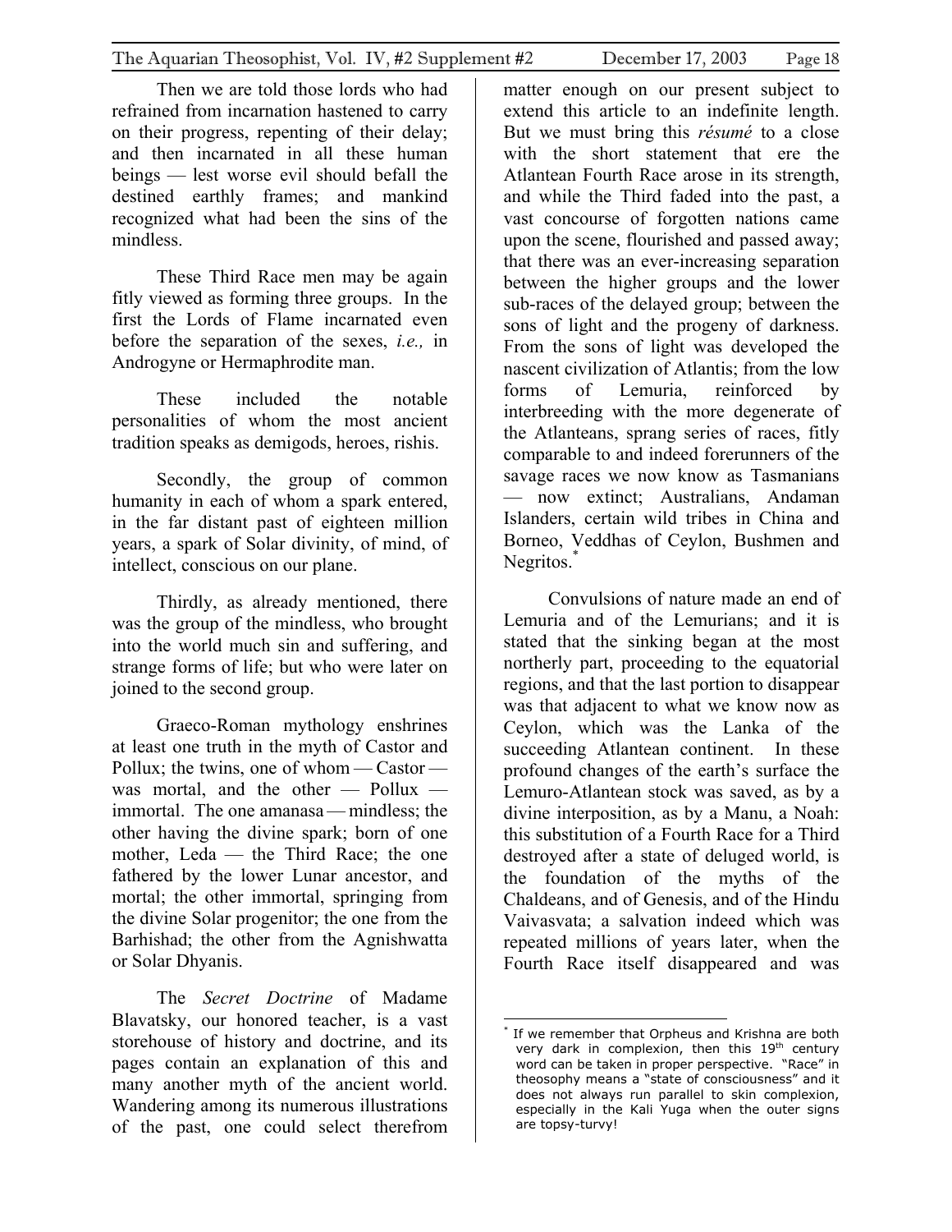Then we are told those lords who had refrained from incarnation hastened to carry on their progress, repenting of their delay; and then incarnated in all these human beings — lest worse evil should befall the destined earthly frames; and mankind recognized what had been the sins of the mindless.

These Third Race men may be again fitly viewed as forming three groups. In the first the Lords of Flame incarnated even before the separation of the sexes, *i.e.,* in Androgyne or Hermaphrodite man.

These included the notable personalities of whom the most ancient tradition speaks as demigods, heroes, rishis.

Secondly, the group of common humanity in each of whom a spark entered, in the far distant past of eighteen million years, a spark of Solar divinity, of mind, of intellect, conscious on our plane.

Thirdly, as already mentioned, there was the group of the mindless, who brought into the world much sin and suffering, and strange forms of life; but who were later on joined to the second group.

Graeco-Roman mythology enshrines at least one truth in the myth of Castor and Pollux; the twins, one of whom — Castor — was mortal, and the other — Pollux — immortal. The one amanasa — mindless; the other having the divine spark; born of one mother, Leda — the Third Race; the one fathered by the lower Lunar ancestor, and mortal; the other immortal, springing from the divine Solar progenitor; the one from the Barhishad; the other from the Agnishwatta or Solar Dhyanis.

The *Secret Doctrine* of Madame Blavatsky, our honored teacher, is a vast storehouse of history and doctrine, and its pages contain an explanation of this and many another myth of the ancient world. Wandering among its numerous illustrations of the past, one could select therefrom matter enough on our present subject to extend this article to an indefinite length. But we must bring this *résumé* to a close with the short statement that ere the Atlantean Fourth Race arose in its strength, and while the Third faded into the past, a vast concourse of forgotten nations came upon the scene, flourished and passed away; that there was an ever-increasing separation between the higher groups and the lower sub-races of the delayed group; between the sons of light and the progeny of darkness. From the sons of light was developed the nascent civilization of Atlantis; from the low forms of Lemuria, reinforced by interbreeding with the more degenerate of the Atlanteans, sprang series of races, fitly comparable to and indeed forerunners of the savage races we now know as Tasmanians — now extinct; Australians, Andaman Islanders, certain wild tribes in China and Borneo, Veddhas of Ceylon, Bushmen and Negritos.*

Convulsions of nature made an end of Lemuria and of the Lemurians; and it is stated that the sinking began at the most northerly part, proceeding to the equatorial regions, and that the last portion to disappear was that adjacent to what we know now as Ceylon, which was the Lanka of the succeeding Atlantean continent. In these profound changes of the earth's surface the Lemuro-Atlantean stock was saved, as by a divine interposition, as by a Manu, a Noah: this substitution of a Fourth Race for a Third destroyed after a state of deluged world, is the foundation of the myths of the Chaldeans, and of Genesis, and of the Hindu Vaivasvata; a salvation indeed which was repeated millions of years later, when the Fourth Race itself disappeared and was

---

* If we remember that Orpheus and Krishna are both very dark in complexion, then this 19th century word can be taken in proper perspective. "Race" in theosophy means a "state of consciousness" and it does not always run parallel to skin complexion, especially in the Kali Yuga when the outer signs are topsy-turvy!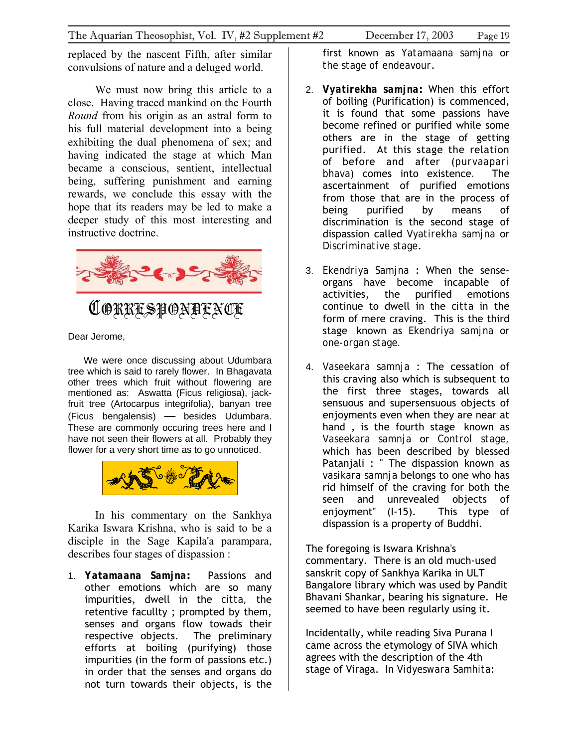replaced by the nascent Fifth, after similar convulsions of nature and a deluged world.

We must now bring this article to a close. Having traced mankind on the Fourth *Round* from his origin as an astral form to his full material development into a being exhibiting the dual phenomena of sex; and having indicated the stage at which Man became a conscious, sentient, intellectual being, suffering punishment and earning rewards, we conclude this essay with the hope that its readers may be led to make a deeper study of this most interesting and instructive doctrine.

# CORRESPONDENCE

Dear Jerome,

We were once discussing about Udumbara tree which is said to rarely flower. In Bhagavata other trees which fruit without flowering are mentioned as: Aswatta (Ficus religiosa), jack-fruit tree (Artocarpus integrifolia), banyan tree (Ficus bengalensis) — besides Udumbara. These are commonly occuring trees here and I have not seen their flowers at all. Probably they flower for a very short time as to go unnoticed.

In his commentary on the Sankhya Karika Iswara Krishna, who is said to be a disciple in the Sage Kapila'a parampara, describes four stages of dispassion :

1. **Yatamaana Samjna:** Passions and other emotions which are so many impurities, dwell in the citta, the retentive facullty ; prompted by them, senses and organs flow towads their respective objects. The preliminary efforts at boiling (purifying) those impurities (in the form of passions etc.) in order that the senses and organs do not turn towards their objects, is the first known as Yatamaana samjna or the stage of endeavour.

2. **Vyatirekha samjna:** When this effort of boiling (Purification) is commenced, it is found that some passions have become refined or purified while some others are in the stage of getting purified. At this stage the relation of before and after (purvaapari bhava) comes into existence. The ascertainment of purified emotions from those that are in the process of being purified by means of discrimination is the second stage of dispassion called Vyatirekha samjna or Discriminative stage.

3. Ekendriya Samjna : When the sense-organs have become incapable of activities, the purified emotions continue to dwell in the citta in the form of mere craving. This is the third stage known as Ekendriya samjna or one-organ stage.

4. Vaseekara samnja : The cessation of this craving also which is subsequent to the first three stages, towards all sensuous and supersensuous objects of enjoyments even when they are near at hand , is the fourth stage known as Vaseekara samnja or Control stage, which has been described by blessed Patanjali : " The dispassion known as vasikara samnja belongs to one who has rid himself of the craving for both the seen and unrevealed objects of enjoyment" (I-15). This type of dispassion is a property of Buddhi.

The foregoing is Iswara Krishna's commentary. There is an old much-used sanskrit copy of Sankhya Karika in ULT Bangalore library which was used by Pandit Bhavani Shankar, bearing his signature. He seemed to have been regularly using it.

Incidentally, while reading Siva Purana I came across the etymology of SIVA which agrees with the description of the 4th stage of Viraga. In Vidyeswara Samhita: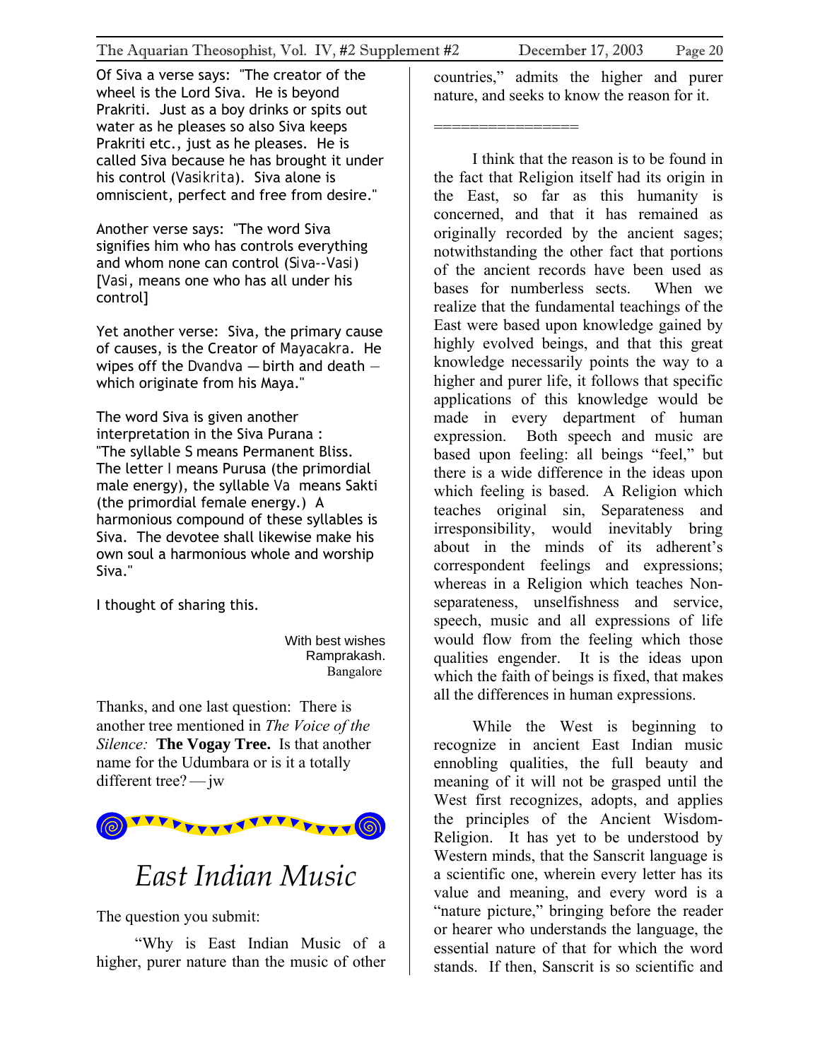Of Siva a verse says: "The creator of the wheel is the Lord Siva. He is beyond Prakriti. Just as a boy drinks or spits out water as he pleases so also Siva keeps Prakriti etc., just as he pleases. He is called Siva because he has brought it under his control (Vasikrita). Siva alone is omniscient, perfect and free from desire."

Another verse says: "The word Siva signifies him who has controls everything and whom none can control (Siva--Vasi) [Vasi, means one who has all under his control]

Yet another verse: Siva, the primary cause of causes, is the Creator of Mayacakra. He wipes off the Dvandva — birth and death — which originate from his Maya."

The word Siva is given another interpretation in the Siva Purana : "The syllable S means Permanent Bliss. The letter I means Purusa (the primordial male energy), the syllable Va means Sakti (the primordial female energy.) A harmonious compound of these syllables is Siva. The devotee shall likewise make his own soul a harmonious whole and worship Siva."

I thought of sharing this.

With best wishes
Ramprakash.
Bangalore

Thanks, and one last question: There is another tree mentioned in *The Voice of the Silence:* **The Vogay Tree.** Is that another name for the Udumbara or is it a totally different tree? — jw

# *East Indian Music*

The question you submit:

"Why is East Indian Music of a higher, purer nature than the music of other countries," admits the higher and purer nature, and seeks to know the reason for it.

================

I think that the reason is to be found in the fact that Religion itself had its origin in the East, so far as this humanity is concerned, and that it has remained as originally recorded by the ancient sages; notwithstanding the other fact that portions of the ancient records have been used as bases for numberless sects. When we realize that the fundamental teachings of the East were based upon knowledge gained by highly evolved beings, and that this great knowledge necessarily points the way to a higher and purer life, it follows that specific applications of this knowledge would be made in every department of human expression. Both speech and music are based upon feeling: all beings "feel," but there is a wide difference in the ideas upon which feeling is based. A Religion which teaches original sin, Separateness and irresponsibility, would inevitably bring about in the minds of its adherent's correspondent feelings and expressions; whereas in a Religion which teaches Non-separateness, unselfishness and service, speech, music and all expressions of life would flow from the feeling which those qualities engender. It is the ideas upon which the faith of beings is fixed, that makes all the differences in human expressions.

While the West is beginning to recognize in ancient East Indian music ennobling qualities, the full beauty and meaning of it will not be grasped until the West first recognizes, adopts, and applies the principles of the Ancient Wisdom-Religion. It has yet to be understood by Western minds, that the Sanscrit language is a scientific one, wherein every letter has its value and meaning, and every word is a "nature picture," bringing before the reader or hearer who understands the language, the essential nature of that for which the word stands. If then, Sanscrit is so scientific and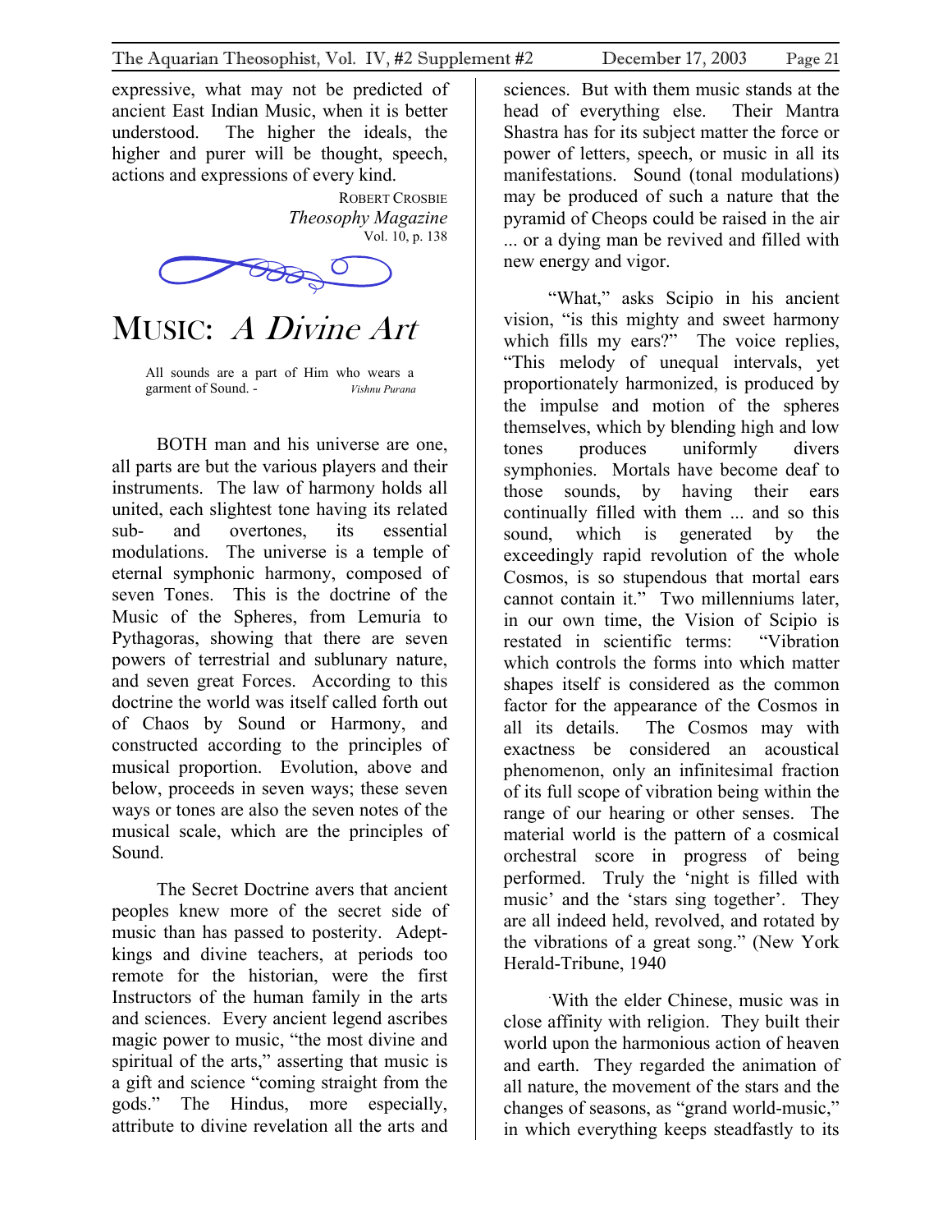expressive, what may not be predicted of ancient East Indian Music, when it is better understood. The higher the ideals, the higher and purer will be thought, speech, actions and expressions of every kind.

ROBERT CROSBIE
*Theosophy Magazine*
Vol. 10, p. 138

# MUSIC: *A Divine Art*

All sounds are a part of Him who wears a garment of Sound. - *Vishnu Purana*

BOTH man and his universe are one, all parts are but the various players and their instruments. The law of harmony holds all united, each slightest tone having its related sub- and overtones, its essential modulations. The universe is a temple of eternal symphonic harmony, composed of seven Tones. This is the doctrine of the Music of the Spheres, from Lemuria to Pythagoras, showing that there are seven powers of terrestrial and sublunary nature, and seven great Forces. According to this doctrine the world was itself called forth out of Chaos by Sound or Harmony, and constructed according to the principles of musical proportion. Evolution, above and below, proceeds in seven ways; these seven ways or tones are also the seven notes of the musical scale, which are the principles of Sound.

The Secret Doctrine avers that ancient peoples knew more of the secret side of music than has passed to posterity. Adept-kings and divine teachers, at periods too remote for the historian, were the first Instructors of the human family in the arts and sciences. Every ancient legend ascribes magic power to music, "the most divine and spiritual of the arts," asserting that music is a gift and science "coming straight from the gods." The Hindus, more especially, attribute to divine revelation all the arts and sciences. But with them music stands at the head of everything else. Their Mantra Shastra has for its subject matter the force or power of letters, speech, or music in all its manifestations. Sound (tonal modulations) may be produced of such a nature that the pyramid of Cheops could be raised in the air ... or a dying man be revived and filled with new energy and vigor.

"What," asks Scipio in his ancient vision, "is this mighty and sweet harmony which fills my ears?" The voice replies, "This melody of unequal intervals, yet proportionately harmonized, is produced by the impulse and motion of the spheres themselves, which by blending high and low tones produces uniformly divers symphonies. Mortals have become deaf to those sounds, by having their ears continually filled with them ... and so this sound, which is generated by the exceedingly rapid revolution of the whole Cosmos, is so stupendous that mortal ears cannot contain it." Two millenniums later, in our own time, the Vision of Scipio is restated in scientific terms: "Vibration which controls the forms into which matter shapes itself is considered as the common factor for the appearance of the Cosmos in all its details. The Cosmos may with exactness be considered an acoustical phenomenon, only an infinitesimal fraction of its full scope of vibration being within the range of our hearing or other senses. The material world is the pattern of a cosmical orchestral score in progress of being performed. Truly the 'night is filled with music' and the 'stars sing together'. They are all indeed held, revolved, and rotated by the vibrations of a great song." (New York Herald-Tribune, 1940

With the elder Chinese, music was in close affinity with religion. They built their world upon the harmonious action of heaven and earth. They regarded the animation of all nature, the movement of the stars and the changes of seasons, as "grand world-music," in which everything keeps steadfastly to its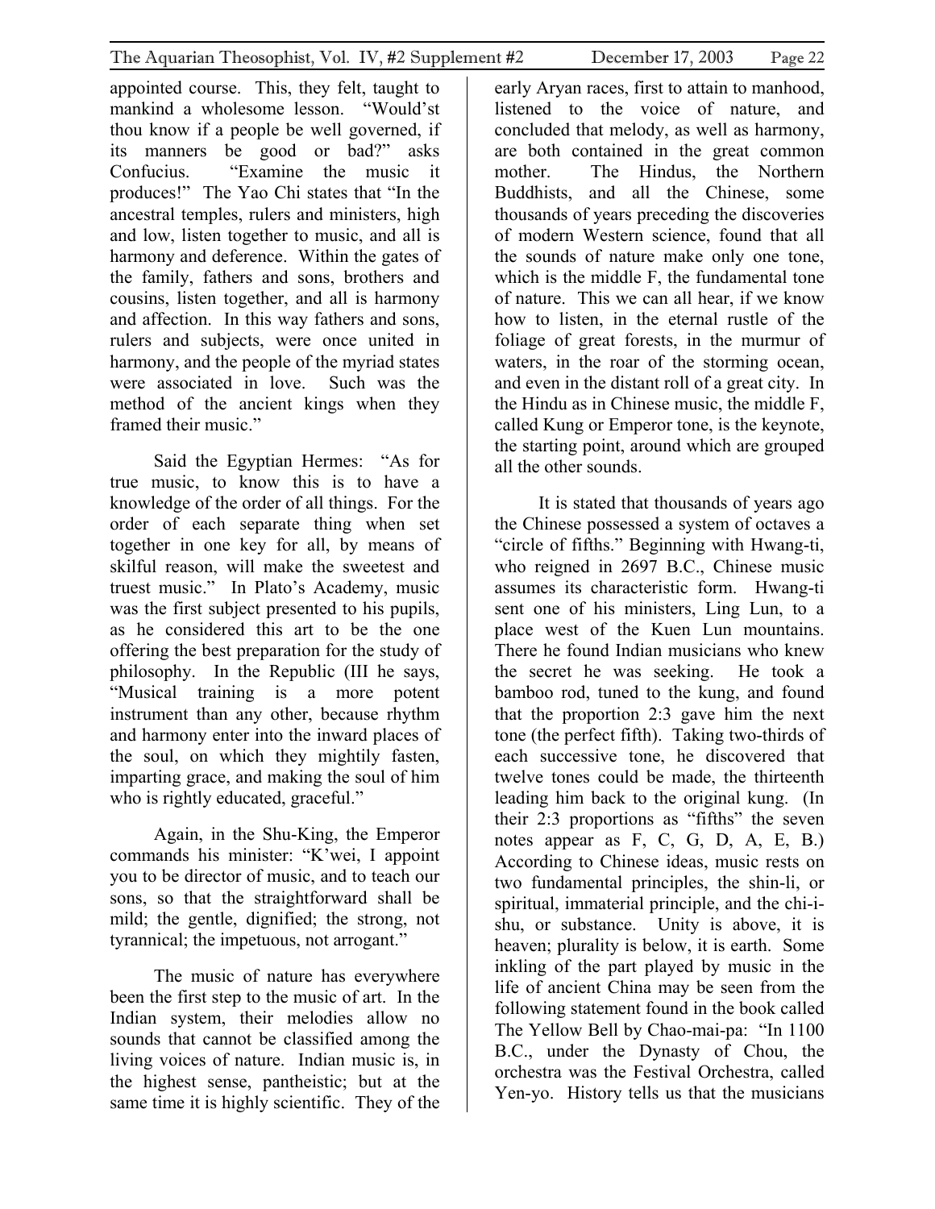appointed course. This, they felt, taught to mankind a wholesome lesson. "Would'st thou know if a people be well governed, if its manners be good or bad?" asks Confucius. "Examine the music it produces!" The Yao Chi states that "In the ancestral temples, rulers and ministers, high and low, listen together to music, and all is harmony and deference. Within the gates of the family, fathers and sons, brothers and cousins, listen together, and all is harmony and affection. In this way fathers and sons, rulers and subjects, were once united in harmony, and the people of the myriad states were associated in love. Such was the method of the ancient kings when they framed their music."

Said the Egyptian Hermes: "As for true music, to know this is to have a knowledge of the order of all things. For the order of each separate thing when set together in one key for all, by means of skilful reason, will make the sweetest and truest music." In Plato's Academy, music was the first subject presented to his pupils, as he considered this art to be the one offering the best preparation for the study of philosophy. In the Republic (III he says, "Musical training is a more potent instrument than any other, because rhythm and harmony enter into the inward places of the soul, on which they mightily fasten, imparting grace, and making the soul of him who is rightly educated, graceful."

Again, in the Shu-King, the Emperor commands his minister: "K'wei, I appoint you to be director of music, and to teach our sons, so that the straightforward shall be mild; the gentle, dignified; the strong, not tyrannical; the impetuous, not arrogant."

The music of nature has everywhere been the first step to the music of art. In the Indian system, their melodies allow no sounds that cannot be classified among the living voices of nature. Indian music is, in the highest sense, pantheistic; but at the same time it is highly scientific. They of the early Aryan races, first to attain to manhood, listened to the voice of nature, and concluded that melody, as well as harmony, are both contained in the great common mother. The Hindus, the Northern Buddhists, and all the Chinese, some thousands of years preceding the discoveries of modern Western science, found that all the sounds of nature make only one tone, which is the middle F, the fundamental tone of nature. This we can all hear, if we know how to listen, in the eternal rustle of the foliage of great forests, in the murmur of waters, in the roar of the storming ocean, and even in the distant roll of a great city. In the Hindu as in Chinese music, the middle F, called Kung or Emperor tone, is the keynote, the starting point, around which are grouped all the other sounds.

It is stated that thousands of years ago the Chinese possessed a system of octaves a "circle of fifths." Beginning with Hwang-ti, who reigned in 2697 B.C., Chinese music assumes its characteristic form. Hwang-ti sent one of his ministers, Ling Lun, to a place west of the Kuen Lun mountains. There he found Indian musicians who knew the secret he was seeking. He took a bamboo rod, tuned to the kung, and found that the proportion 2:3 gave him the next tone (the perfect fifth). Taking two-thirds of each successive tone, he discovered that twelve tones could be made, the thirteenth leading him back to the original kung. (In their 2:3 proportions as "fifths" the seven notes appear as F, C, G, D, A, E, B.) According to Chinese ideas, music rests on two fundamental principles, the shin-li, or spiritual, immaterial principle, and the chi-i-shu, or substance. Unity is above, it is heaven; plurality is below, it is earth. Some inkling of the part played by music in the life of ancient China may be seen from the following statement found in the book called The Yellow Bell by Chao-mai-pa: "In 1100 B.C., under the Dynasty of Chou, the orchestra was the Festival Orchestra, called Yen-yo. History tells us that the musicians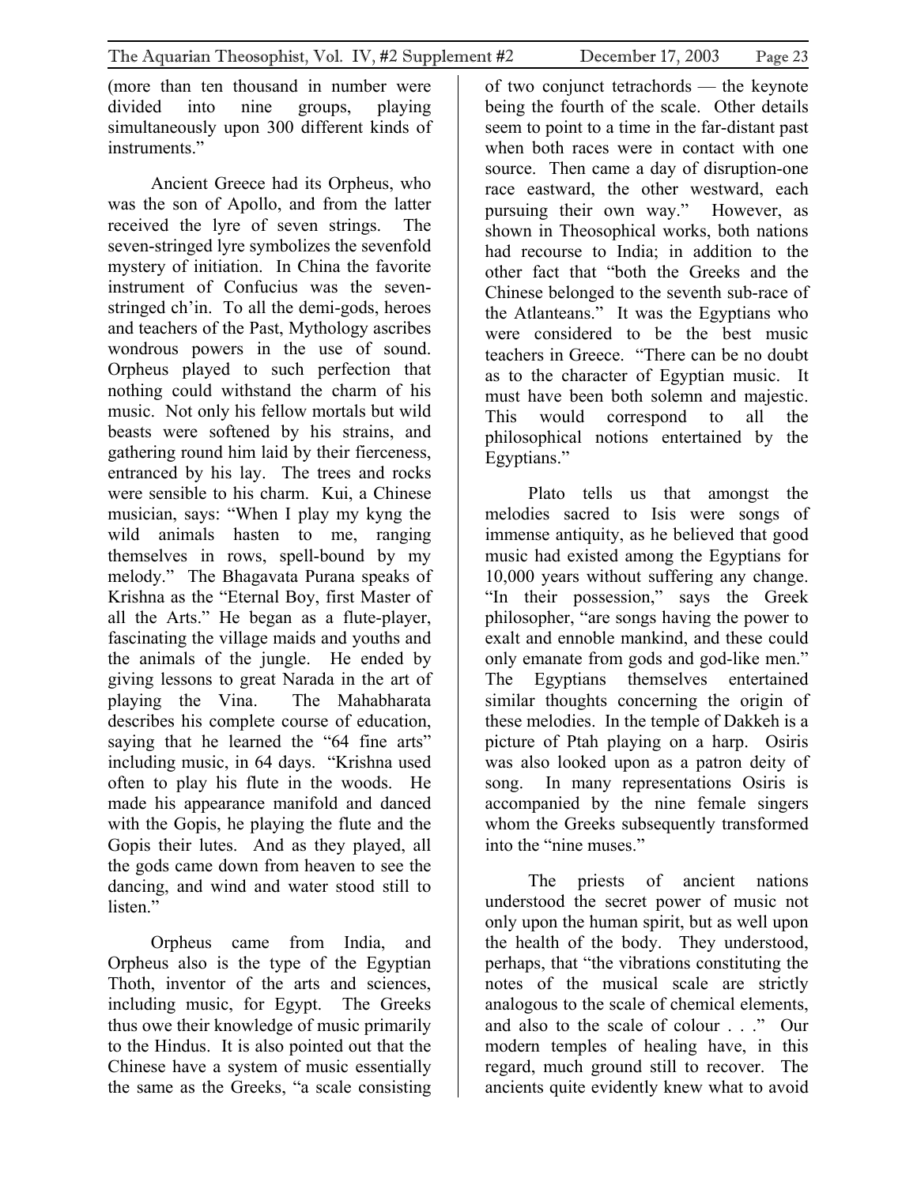(more than ten thousand in number were divided into nine groups, playing simultaneously upon 300 different kinds of instruments."

Ancient Greece had its Orpheus, who was the son of Apollo, and from the latter received the lyre of seven strings. The seven-stringed lyre symbolizes the sevenfold mystery of initiation. In China the favorite instrument of Confucius was the seven-stringed ch'in. To all the demi-gods, heroes and teachers of the Past, Mythology ascribes wondrous powers in the use of sound. Orpheus played to such perfection that nothing could withstand the charm of his music. Not only his fellow mortals but wild beasts were softened by his strains, and gathering round him laid by their fierceness, entranced by his lay. The trees and rocks were sensible to his charm. Kui, a Chinese musician, says: "When I play my kyng the wild animals hasten to me, ranging themselves in rows, spell-bound by my melody." The Bhagavata Purana speaks of Krishna as the "Eternal Boy, first Master of all the Arts." He began as a flute-player, fascinating the village maids and youths and the animals of the jungle. He ended by giving lessons to great Narada in the art of playing the Vina. The Mahabharata describes his complete course of education, saying that he learned the "64 fine arts" including music, in 64 days. "Krishna used often to play his flute in the woods. He made his appearance manifold and danced with the Gopis, he playing the flute and the Gopis their lutes. And as they played, all the gods came down from heaven to see the dancing, and wind and water stood still to listen."

Orpheus came from India, and Orpheus also is the type of the Egyptian Thoth, inventor of the arts and sciences, including music, for Egypt. The Greeks thus owe their knowledge of music primarily to the Hindus. It is also pointed out that the Chinese have a system of music essentially the same as the Greeks, "a scale consisting of two conjunct tetrachords — the keynote being the fourth of the scale. Other details seem to point to a time in the far-distant past when both races were in contact with one source. Then came a day of disruption-one race eastward, the other westward, each pursuing their own way." However, as shown in Theosophical works, both nations had recourse to India; in addition to the other fact that "both the Greeks and the Chinese belonged to the seventh sub-race of the Atlanteans." It was the Egyptians who were considered to be the best music teachers in Greece. "There can be no doubt as to the character of Egyptian music. It must have been both solemn and majestic. This would correspond to all the philosophical notions entertained by the Egyptians."

Plato tells us that amongst the melodies sacred to Isis were songs of immense antiquity, as he believed that good music had existed among the Egyptians for 10,000 years without suffering any change. "In their possession," says the Greek philosopher, "are songs having the power to exalt and ennoble mankind, and these could only emanate from gods and god-like men." The Egyptians themselves entertained similar thoughts concerning the origin of these melodies. In the temple of Dakkeh is a picture of Ptah playing on a harp. Osiris was also looked upon as a patron deity of song. In many representations Osiris is accompanied by the nine female singers whom the Greeks subsequently transformed into the "nine muses."

The priests of ancient nations understood the secret power of music not only upon the human spirit, but as well upon the health of the body. They understood, perhaps, that "the vibrations constituting the notes of the musical scale are strictly analogous to the scale of chemical elements, and also to the scale of colour . . ." Our modern temples of healing have, in this regard, much ground still to recover. The ancients quite evidently knew what to avoid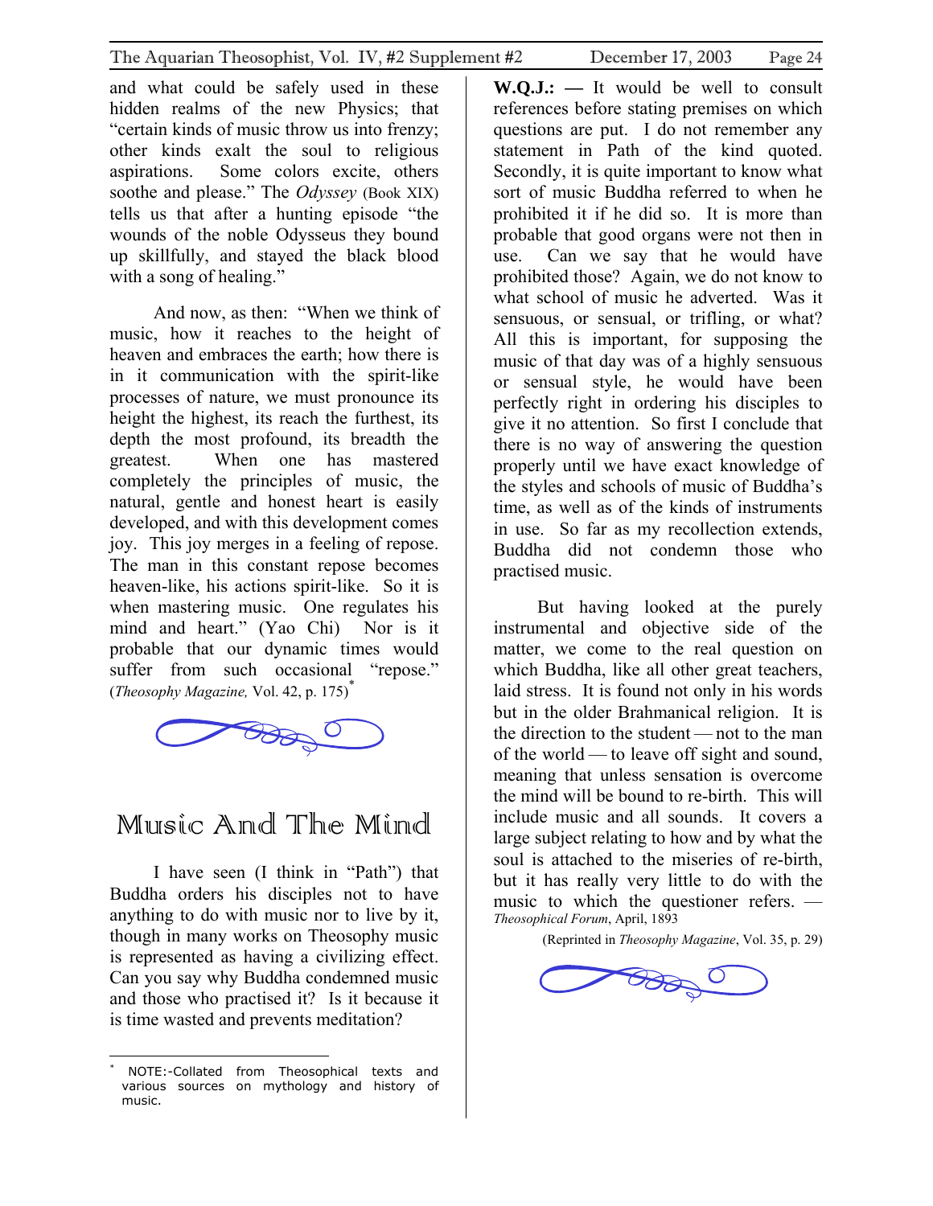and what could be safely used in these hidden realms of the new Physics; that "certain kinds of music throw us into frenzy; other kinds exalt the soul to religious aspirations. Some colors excite, others soothe and please." The *Odyssey* (Book XIX) tells us that after a hunting episode "the wounds of the noble Odysseus they bound up skillfully, and stayed the black blood with a song of healing."

And now, as then: "When we think of music, how it reaches to the height of heaven and embraces the earth; how there is in it communication with the spirit-like processes of nature, we must pronounce its height the highest, its reach the furthest, its depth the most profound, its breadth the greatest. When one has mastered completely the principles of music, the natural, gentle and honest heart is easily developed, and with this development comes joy. This joy merges in a feeling of repose. The man in this constant repose becomes heaven-like, his actions spirit-like. So it is when mastering music. One regulates his mind and heart." (Yao Chi) Nor is it probable that our dynamic times would suffer from such occasional "repose." (*Theosophy Magazine,* Vol. 42, p. 175)*

* NOTE:-Collated from Theosophical texts and various sources on mythology and history of music.

# Music And The Mind

I have seen (I think in "Path") that Buddha orders his disciples not to have anything to do with music nor to live by it, though in many works on Theosophy music is represented as having a civilizing effect. Can you say why Buddha condemned music and those who practised it? Is it because it is time wasted and prevents meditation?

**W.Q.J.: —** It would be well to consult references before stating premises on which questions are put. I do not remember any statement in Path of the kind quoted. Secondly, it is quite important to know what sort of music Buddha referred to when he prohibited it if he did so. It is more than probable that good organs were not then in use. Can we say that he would have prohibited those? Again, we do not know to what school of music he adverted. Was it sensuous, or sensual, or trifling, or what? All this is important, for supposing the music of that day was of a highly sensuous or sensual style, he would have been perfectly right in ordering his disciples to give it no attention. So first I conclude that there is no way of answering the question properly until we have exact knowledge of the styles and schools of music of Buddha's time, as well as of the kinds of instruments in use. So far as my recollection extends, Buddha did not condemn those who practised music.

But having looked at the purely instrumental and objective side of the matter, we come to the real question on which Buddha, like all other great teachers, laid stress. It is found not only in his words but in the older Brahmanical religion. It is the direction to the student — not to the man of the world — to leave off sight and sound, meaning that unless sensation is overcome the mind will be bound to re-birth. This will include music and all sounds. It covers a large subject relating to how and by what the soul is attached to the miseries of re-birth, but it has really very little to do with the music to which the questioner refers. — *Theosophical Forum*, April, 1893

(Reprinted in *Theosophy Magazine*, Vol. 35, p. 29)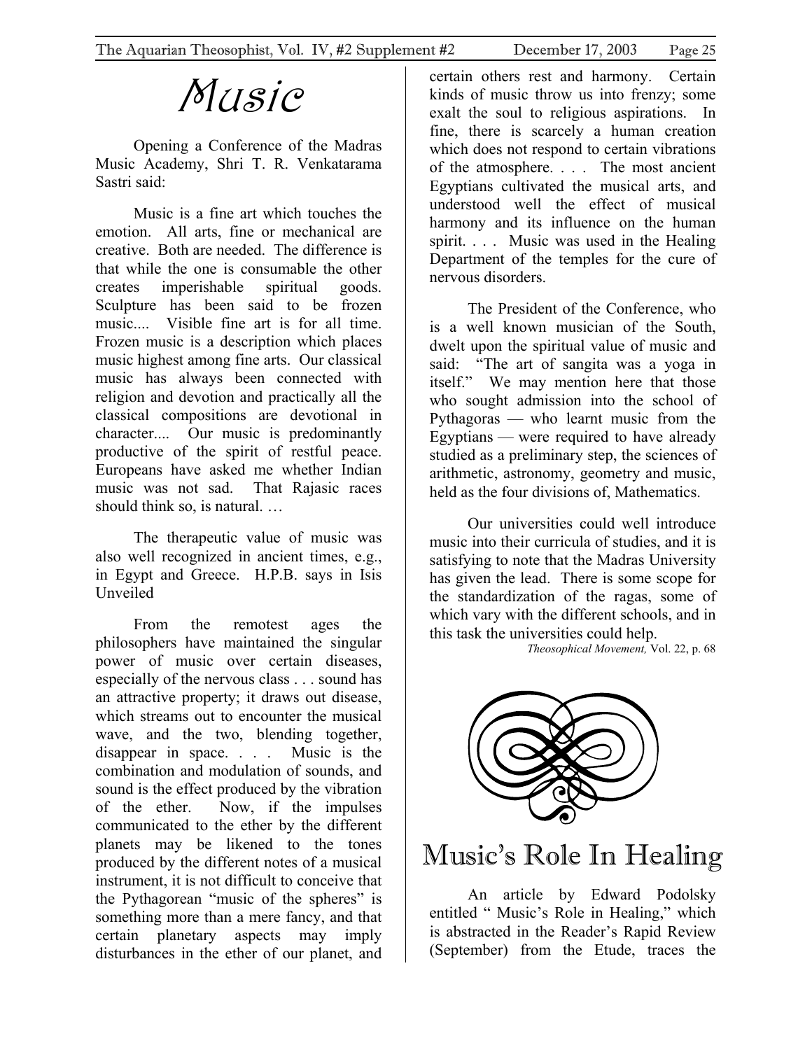# Music

Opening a Conference of the Madras Music Academy, Shri T. R. Venkatarama Sastri said:

Music is a fine art which touches the emotion. All arts, fine or mechanical are creative. Both are needed. The difference is that while the one is consumable the other creates imperishable spiritual goods. Sculpture has been said to be frozen music.... Visible fine art is for all time. Frozen music is a description which places music highest among fine arts. Our classical music has always been connected with religion and devotion and practically all the classical compositions are devotional in character.... Our music is predominantly productive of the spirit of restful peace. Europeans have asked me whether Indian music was not sad. That Rajasic races should think so, is natural. …

The therapeutic value of music was also well recognized in ancient times, e.g., in Egypt and Greece. H.P.B. says in Isis Unveiled

From the remotest ages the philosophers have maintained the singular power of music over certain diseases, especially of the nervous class . . . sound has an attractive property; it draws out disease, which streams out to encounter the musical wave, and the two, blending together, disappear in space. . . . Music is the combination and modulation of sounds, and sound is the effect produced by the vibration of the ether. Now, if the impulses communicated to the ether by the different planets may be likened to the tones produced by the different notes of a musical instrument, it is not difficult to conceive that the Pythagorean "music of the spheres" is something more than a mere fancy, and that certain planetary aspects may imply disturbances in the ether of our planet, and certain others rest and harmony. Certain kinds of music throw us into frenzy; some exalt the soul to religious aspirations. In fine, there is scarcely a human creation which does not respond to certain vibrations of the atmosphere. . . . The most ancient Egyptians cultivated the musical arts, and understood well the effect of musical harmony and its influence on the human spirit. . . . Music was used in the Healing Department of the temples for the cure of nervous disorders.

The President of the Conference, who is a well known musician of the South, dwelt upon the spiritual value of music and said: "The art of sangita was a yoga in itself." We may mention here that those who sought admission into the school of Pythagoras — who learnt music from the Egyptians — were required to have already studied as a preliminary step, the sciences of arithmetic, astronomy, geometry and music, held as the four divisions of, Mathematics.

Our universities could well introduce music into their curricula of studies, and it is satisfying to note that the Madras University has given the lead. There is some scope for the standardization of the ragas, some of which vary with the different schools, and in this task the universities could help.

*Theosophical Movement,* Vol. 22, p. 68

# Music's Role In Healing

An article by Edward Podolsky entitled " Music's Role in Healing," which is abstracted in the Reader's Rapid Review (September) from the Etude, traces the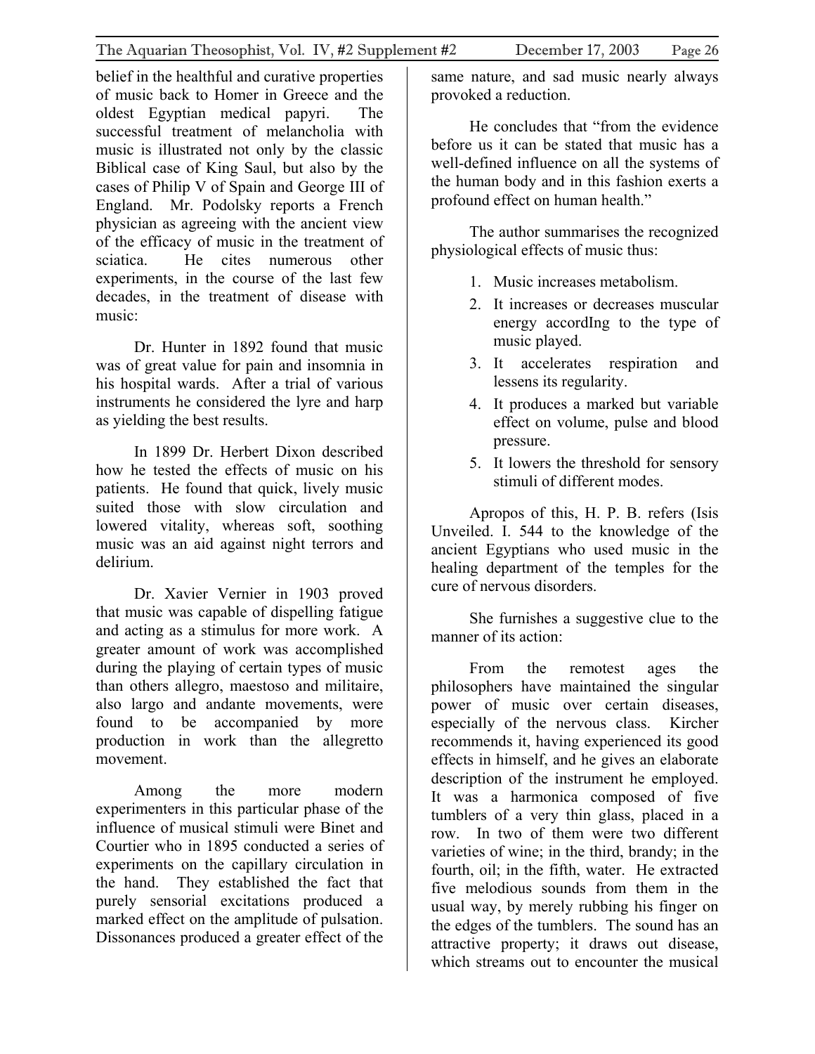belief in the healthful and curative properties of music back to Homer in Greece and the oldest Egyptian medical papyri. The successful treatment of melancholia with music is illustrated not only by the classic Biblical case of King Saul, but also by the cases of Philip V of Spain and George III of England. Mr. Podolsky reports a French physician as agreeing with the ancient view of the efficacy of music in the treatment of sciatica. He cites numerous other experiments, in the course of the last few decades, in the treatment of disease with music:

Dr. Hunter in 1892 found that music was of great value for pain and insomnia in his hospital wards. After a trial of various instruments he considered the lyre and harp as yielding the best results.

In 1899 Dr. Herbert Dixon described how he tested the effects of music on his patients. He found that quick, lively music suited those with slow circulation and lowered vitality, whereas soft, soothing music was an aid against night terrors and delirium.

Dr. Xavier Vernier in 1903 proved that music was capable of dispelling fatigue and acting as a stimulus for more work. A greater amount of work was accomplished during the playing of certain types of music than others allegro, maestoso and militaire, also largo and andante movements, were found to be accompanied by more production in work than the allegretto movement.

Among the more modern experimenters in this particular phase of the influence of musical stimuli were Binet and Courtier who in 1895 conducted a series of experiments on the capillary circulation in the hand. They established the fact that purely sensorial excitations produced a marked effect on the amplitude of pulsation. Dissonances produced a greater effect of the same nature, and sad music nearly always provoked a reduction.

He concludes that "from the evidence before us it can be stated that music has a well-defined influence on all the systems of the human body and in this fashion exerts a profound effect on human health."

The author summarises the recognized physiological effects of music thus:

1. Music increases metabolism.
2. It increases or decreases muscular energy accordIng to the type of music played.
3. It accelerates respiration and lessens its regularity.
4. It produces a marked but variable effect on volume, pulse and blood pressure.
5. It lowers the threshold for sensory stimuli of different modes.

Apropos of this, H. P. B. refers (Isis Unveiled. I. 544 to the knowledge of the ancient Egyptians who used music in the healing department of the temples for the cure of nervous disorders.

She furnishes a suggestive clue to the manner of its action:

From the remotest ages the philosophers have maintained the singular power of music over certain diseases, especially of the nervous class. Kircher recommends it, having experienced its good effects in himself, and he gives an elaborate description of the instrument he employed. It was a harmonica composed of five tumblers of a very thin glass, placed in a row. In two of them were two different varieties of wine; in the third, brandy; in the fourth, oil; in the fifth, water. He extracted five melodious sounds from them in the usual way, by merely rubbing his finger on the edges of the tumblers. The sound has an attractive property; it draws out disease, which streams out to encounter the musical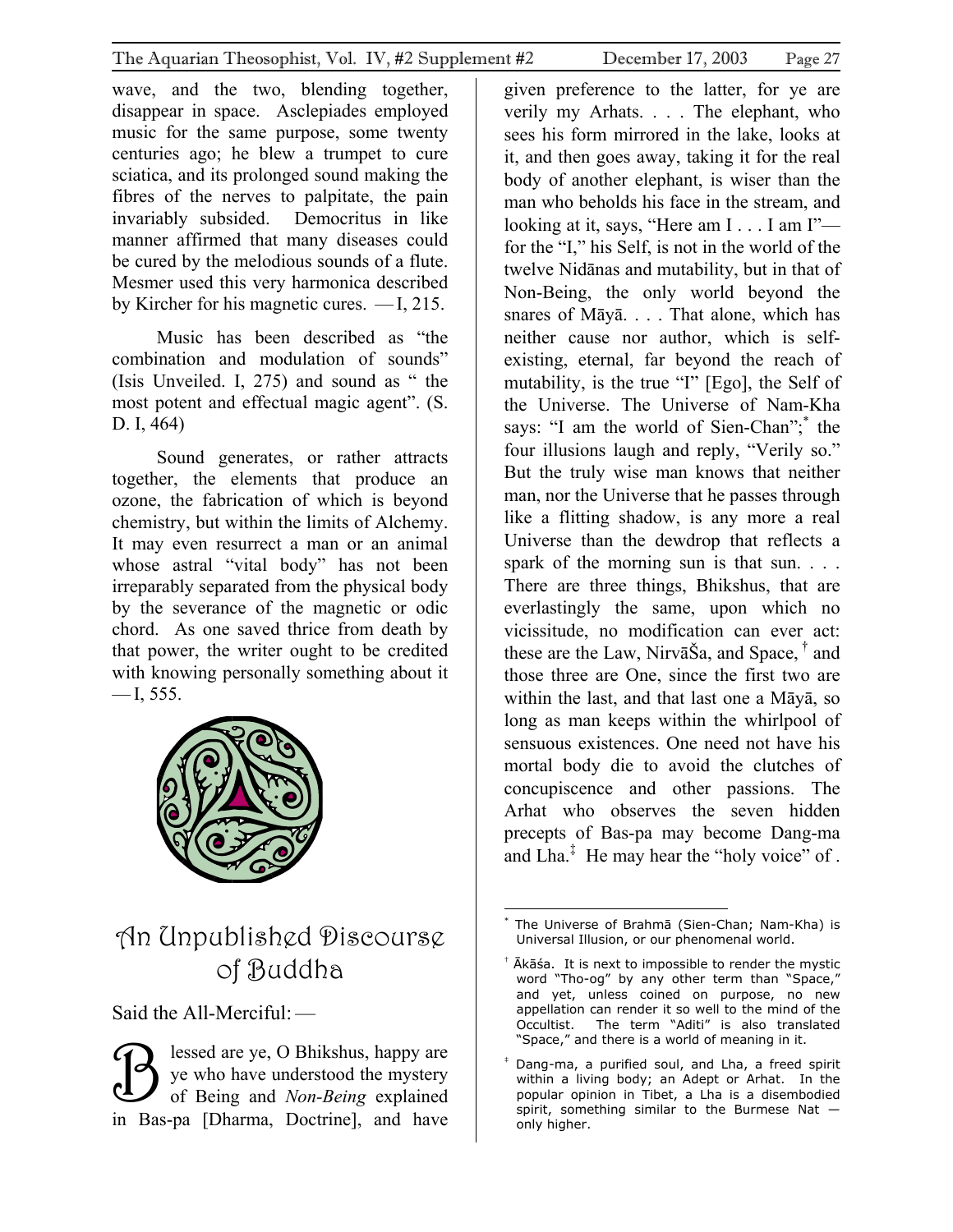wave, and the two, blending together, disappear in space. Asclepiades employed music for the same purpose, some twenty centuries ago; he blew a trumpet to cure sciatica, and its prolonged sound making the fibres of the nerves to palpitate, the pain invariably subsided. Democritus in like manner affirmed that many diseases could be cured by the melodious sounds of a flute. Mesmer used this very harmonica described by Kircher for his magnetic cures. — I, 215.

Music has been described as "the combination and modulation of sounds" (Isis Unveiled. I, 275) and sound as " the most potent and effectual magic agent". (S. D. I, 464)

Sound generates, or rather attracts together, the elements that produce an ozone, the fabrication of which is beyond chemistry, but within the limits of Alchemy. It may even resurrect a man or an animal whose astral "vital body" has not been irreparably separated from the physical body by the severance of the magnetic or odic chord. As one saved thrice from death by that power, the writer ought to be credited with knowing personally something about it — I, 555.

# An Unpublished Discourse of Buddha

Said the All-Merciful: —

Blessed are ye, O Bhikshus, happy are ye who have understood the mystery of Being and *Non-Being* explained in Bas-pa [Dharma, Doctrine], and have given preference to the latter, for ye are verily my Arhats. . . . The elephant, who sees his form mirrored in the lake, looks at it, and then goes away, taking it for the real body of another elephant, is wiser than the man who beholds his face in the stream, and looking at it, says, "Here am I . . . I am I"— for the "I," his Self, is not in the world of the twelve Nidānas and mutability, but in that of Non-Being, the only world beyond the snares of Māyā. . . . That alone, which has neither cause nor author, which is self-existing, eternal, far beyond the reach of mutability, is the true "I" [Ego], the Self of the Universe. The Universe of Nam-Kha says: "I am the world of Sien-Chan";* the four illusions laugh and reply, "Verily so." But the truly wise man knows that neither man, nor the Universe that he passes through like a flitting shadow, is any more a real Universe than the dewdrop that reflects a spark of the morning sun is that sun. . . . There are three things, Bhikshus, that are everlastingly the same, upon which no vicissitude, no modification can ever act: these are the Law, NirvāŠa, and Space, † and those three are One, since the first two are within the last, and that last one a Māyā, so long as man keeps within the whirlpool of sensuous existences. One need not have his mortal body die to avoid the clutches of concupiscence and other passions. The Arhat who observes the seven hidden precepts of Bas-pa may become Dang-ma and Lha.‡ He may hear the "holy voice" of .

---

\* The Universe of Brahmā (Sien-Chan; Nam-Kha) is Universal Illusion, or our phenomenal world.

† Ākāśa. It is next to impossible to render the mystic word "Tho-og" by any other term than "Space," and yet, unless coined on purpose, no new appellation can render it so well to the mind of the Occultist. The term "Aditi" is also translated "Space," and there is a world of meaning in it.

‡ Dang-ma, a purified soul, and Lha, a freed spirit within a living body; an Adept or Arhat. In the popular opinion in Tibet, a Lha is a disembodied spirit, something similar to the Burmese Nat — only higher.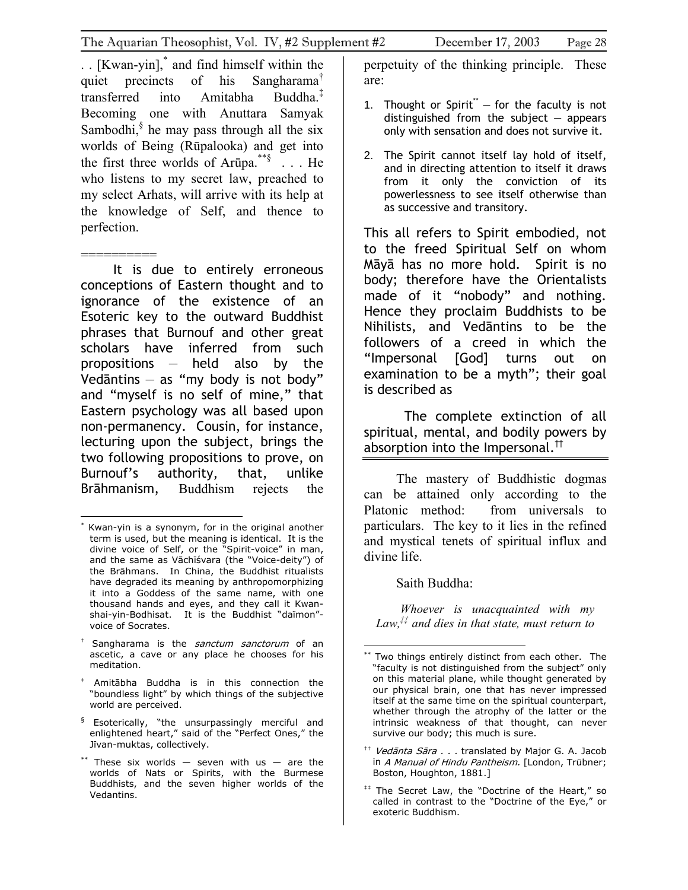. . [Kwan-yin],[*] and find himself within the quiet precincts of his Sangharama[†] transferred into Amitabha Buddha.[‡] Becoming one with Anuttara Samyak Sambodhi,[§] he may pass through all the six worlds of Being (Rūpalooka) and get into the first three worlds of Arūpa.[**§] . . . He who listens to my secret law, preached to my select Arhats, will arrive with its help at the knowledge of Self, and thence to perfection.

==========

It is due to entirely erroneous conceptions of Eastern thought and to ignorance of the existence of an Esoteric key to the outward Buddhist phrases that Burnouf and other great scholars have inferred from such propositions — held also by the Vedāntins — as "my body is not body" and "myself is no self of mine," that Eastern psychology was all based upon non-permanency. Cousin, for instance, lecturing upon the subject, brings the two following propositions to prove, on Burnouf's authority, that, unlike Brāhmanism, Buddhism rejects the perpetuity of the thinking principle. These are:

1. Thought or Spirit[**] — for the faculty is not distinguished from the subject — appears only with sensation and does not survive it.
2. The Spirit cannot itself lay hold of itself, and in directing attention to itself it draws from it only the conviction of its powerlessness to see itself otherwise than as successive and transitory.

This all refers to Spirit embodied, not to the freed Spiritual Self on whom Māyā has no more hold. Spirit is no body; therefore have the Orientalists made of it "nobody" and nothing. Hence they proclaim Buddhists to be Nihilists, and Vedāntins to be the followers of a creed in which the "Impersonal [God] turns out on examination to be a myth"; their goal is described as

> The complete extinction of all spiritual, mental, and bodily powers by absorption into the Impersonal.[††]

---

The mastery of Buddhistic dogmas can be attained only according to the Platonic method: from universals to particulars. The key to it lies in the refined and mystical tenets of spiritual influx and divine life.

Saith Buddha:

> *Whoever is unacquainted with my Law,[‡‡] and dies in that state, must return to*

---

[*] Kwan-yin is a synonym, for in the original another term is used, but the meaning is identical. It is the divine voice of Self, or the "Spirit-voice" in man, and the same as Vāchīśvara (the "Voice-deity") of the Brāhmans. In China, the Buddhist ritualists have degraded its meaning by anthropomorphizing it into a Goddess of the same name, with one thousand hands and eyes, and they call it Kwan-shai-yin-Bodhisat. It is the Buddhist "daïmon"-voice of Socrates.

[†] Sangharama is the *sanctum sanctorum* of an ascetic, a cave or any place he chooses for his meditation.

[‡] Amitābha Buddha is in this connection the "boundless light" by which things of the subjective world are perceived.

[§] Esoterically, "the unsurpassingly merciful and enlightened heart," said of the "Perfect Ones," the Jīvan-muktas, collectively.

[**] These six worlds — seven with us — are the worlds of Nats or Spirits, with the Burmese Buddhists, and the seven higher worlds of the Vedantins.

[**] Two things entirely distinct from each other. The "faculty is not distinguished from the subject" only on this material plane, while thought generated by our physical brain, one that has never impressed itself at the same time on the spiritual counterpart, whether through the atrophy of the latter or the intrinsic weakness of that thought, can never survive our body; this much is sure.

[††] *Vedānta Sāra . . .* translated by Major G. A. Jacob in *A Manual of Hindu Pantheism.* [London, Trübner; Boston, Houghton, 1881.]

[‡‡] The Secret Law, the "Doctrine of the Heart," so called in contrast to the "Doctrine of the Eye," or exoteric Buddhism.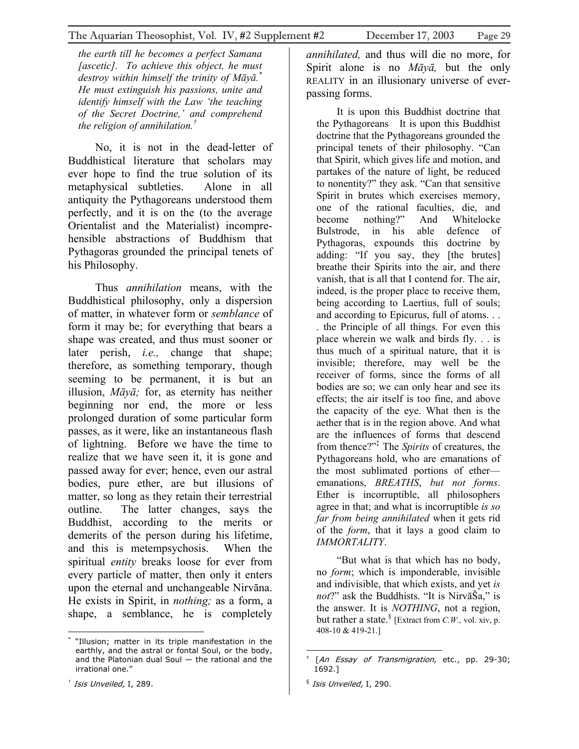*the earth till he becomes a perfect Samana [ascetic]. To achieve this object, he must destroy within himself the trinity of Māyā.*[*] *He must extinguish his passions, unite and identify himself with the Law 'the teaching of the Secret Doctrine,' and comprehend the religion of annihilation.*[†]

No, it is not in the dead-letter of Buddhistical literature that scholars may ever hope to find the true solution of its metaphysical subtleties. Alone in all antiquity the Pythagoreans understood them perfectly, and it is on the (to the average Orientalist and the Materialist) incomprehensible abstractions of Buddhism that Pythagoras grounded the principal tenets of his Philosophy.

Thus *annihilation* means, with the Buddhistical philosophy, only a dispersion of matter, in whatever form or *semblance* of form it may be; for everything that bears a shape was created, and thus must sooner or later perish, *i.e.,* change that shape; therefore, as something temporary, though seeming to be permanent, it is but an illusion, *Māyā;* for, as eternity has neither beginning nor end, the more or less prolonged duration of some particular form passes, as it were, like an instantaneous flash of lightning. Before we have the time to realize that we have seen it, it is gone and passed away for ever; hence, even our astral bodies, pure ether, are but illusions of matter, so long as they retain their terrestrial outline. The latter changes, says the Buddhist, according to the merits or demerits of the person during his lifetime, and this is metempsychosis. When the spiritual *entity* breaks loose for ever from every particle of matter, then only it enters upon the eternal and unchangeable Nirvāna. He exists in Spirit, in *nothing;* as a form, a shape, a semblance, he is completely *annihilated,* and thus will die no more, for Spirit alone is no *Māyā,* but the only REALITY in an illusionary universe of ever-passing forms.

It is upon this Buddhist doctrine that the Pythagoreans It is upon this Buddhist doctrine that the Pythagoreans grounded the principal tenets of their philosophy. "Can that Spirit, which gives life and motion, and partakes of the nature of light, be reduced to nonentity?" they ask. "Can that sensitive Spirit in brutes which exercises memory, one of the rational faculties, die, and become nothing?" And Whitelocke Bulstrode, in his able defence of Pythagoras, expounds this doctrine by adding: "If you say, they [the brutes] breathe their Spirits into the air, and there vanish, that is all that I contend for. The air, indeed, is the proper place to receive them, being according to Laertius, full of souls; and according to Epicurus, full of atoms. . . . the Principle of all things. For even this place wherein we walk and birds fly. . . is thus much of a spiritual nature, that it is invisible; therefore, may well be the receiver of forms, since the forms of all bodies are so; we can only hear and see its effects; the air itself is too fine, and above the capacity of the eye. What then is the aether that is in the region above. And what are the influences of forms that descend from thence?"[‡] The *Spirits* of creatures, the Pythagoreans hold, who are emanations of the most sublimated portions of ether—emanations, *BREATHS*, *but not forms*. Ether is incorruptible, all philosophers agree in that; and what is incorruptible *is so far from being annihilated* when it gets rid of the *form*, that it lays a good claim to *IMMORTALITY*.

"But what is that which has no body, no *form*; which is imponderable, invisible and indivisible, that which exists, and yet *is not*?" ask the Buddhists. "It is NirvāŠa," is the answer. It is *NOTHING*, not a region, but rather a state.[§] [Extract from *C.W.,* vol. xiv, p. 408-10 & 419-21.]

---

[*] "Illusion; matter in its triple manifestation in the earthly, and the astral or fontal Soul, or the body, and the Platonian dual Soul — the rational and the irrational one."

[†] *Isis Unveiled,* I, 289.

[‡] [*An Essay of Transmigration,* etc., pp. 29-30; 1692.]

[§] *Isis Unveiled,* I, 290.